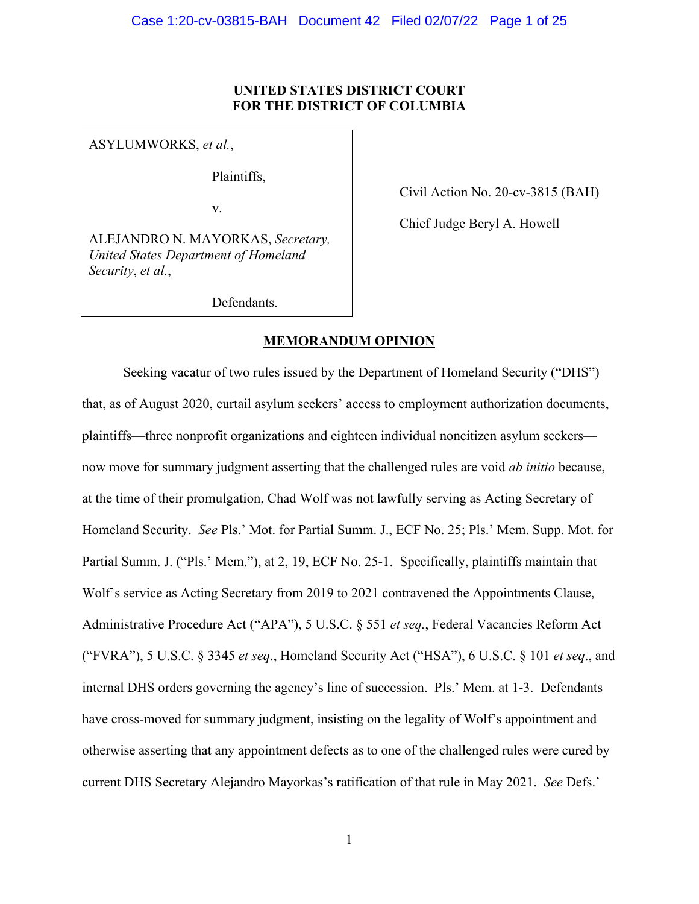UNITED STATES DISTRICT COURT
FOR THE DISTRICT OF COLUMBIA

| | |
|---|---|
| ASYLUMWORKS, *et al.*,<br><br>Plaintiffs,<br><br>v.<br><br>ALEJANDRO N. MAYORKAS, *Secretary, United States Department of Homeland Security*, *et al.*,<br><br>Defendants. | Civil Action No. 20-cv-3815 (BAH)<br><br>Chief Judge Beryl A. Howell |

## MEMORANDUM OPINION

Seeking vacatur of two rules issued by the Department of Homeland Security ("DHS") that, as of August 2020, curtail asylum seekers' access to employment authorization documents, plaintiffs—three nonprofit organizations and eighteen individual noncitizen asylum seekers—now move for summary judgment asserting that the challenged rules are void *ab initio* because, at the time of their promulgation, Chad Wolf was not lawfully serving as Acting Secretary of Homeland Security. *See* Pls.' Mot. for Partial Summ. J., ECF No. 25; Pls.' Mem. Supp. Mot. for Partial Summ. J. ("Pls.' Mem."), at 2, 19, ECF No. 25-1. Specifically, plaintiffs maintain that Wolf's service as Acting Secretary from 2019 to 2021 contravened the Appointments Clause, Administrative Procedure Act ("APA"), 5 U.S.C. § 551 *et seq.*, Federal Vacancies Reform Act ("FVRA"), 5 U.S.C. § 3345 *et seq.*, Homeland Security Act ("HSA"), 6 U.S.C. § 101 *et seq.*, and internal DHS orders governing the agency's line of succession. Pls.' Mem. at 1-3. Defendants have cross-moved for summary judgment, insisting on the legality of Wolf's appointment and otherwise asserting that any appointment defects as to one of the challenged rules were cured by current DHS Secretary Alejandro Mayorkas's ratification of that rule in May 2021. *See* Defs.'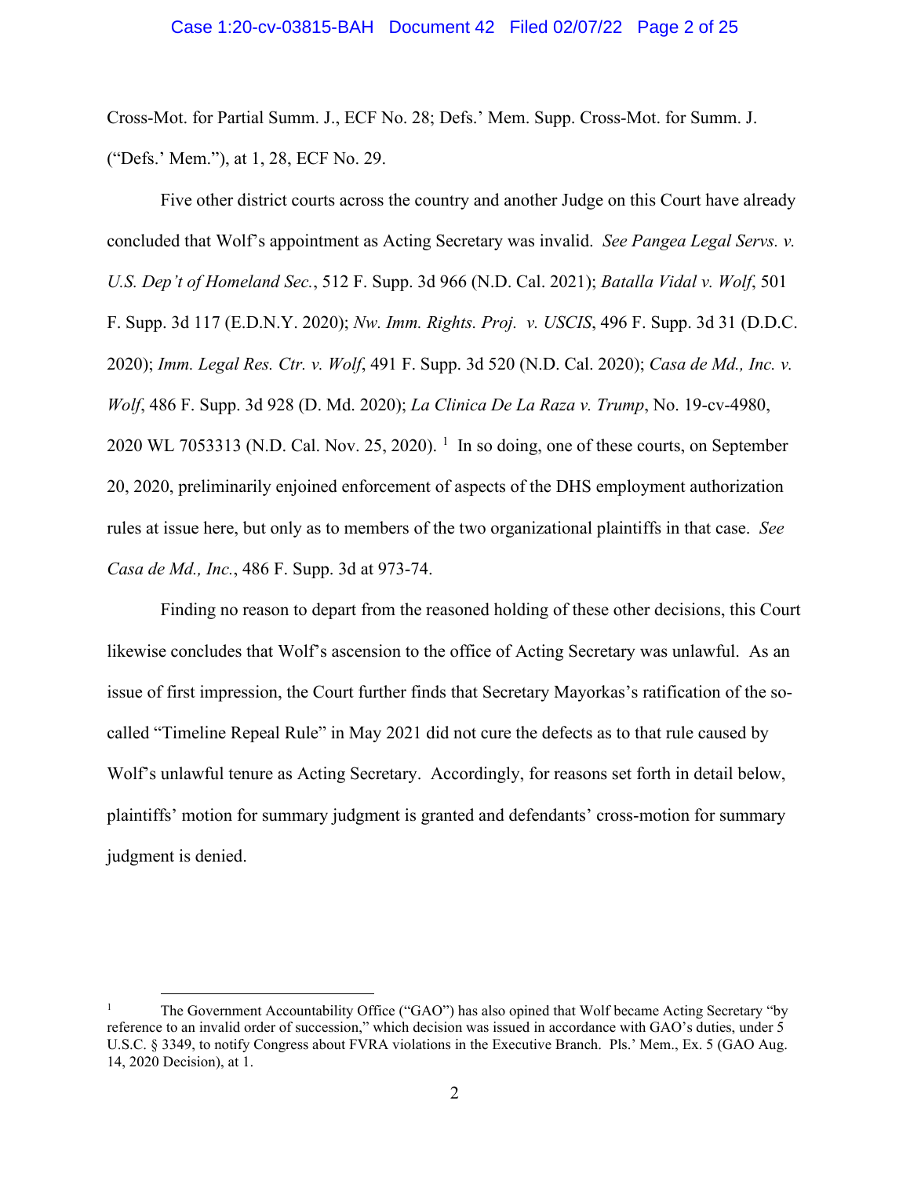Cross-Mot. for Partial Summ. J., ECF No. 28; Defs.' Mem. Supp. Cross-Mot. for Summ. J. ("Defs.' Mem."), at 1, 28, ECF No. 29.

Five other district courts across the country and another Judge on this Court have already concluded that Wolf's appointment as Acting Secretary was invalid. *See Pangea Legal Servs. v. U.S. Dep't of Homeland Sec.*, 512 F. Supp. 3d 966 (N.D. Cal. 2021); *Batalla Vidal v. Wolf*, 501 F. Supp. 3d 117 (E.D.N.Y. 2020); *Nw. Imm. Rights. Proj. v. USCIS*, 496 F. Supp. 3d 31 (D.D.C. 2020); *Imm. Legal Res. Ctr. v. Wolf*, 491 F. Supp. 3d 520 (N.D. Cal. 2020); *Casa de Md., Inc. v. Wolf*, 486 F. Supp. 3d 928 (D. Md. 2020); *La Clinica De La Raza v. Trump*, No. 19-cv-4980, 2020 WL 7053313 (N.D. Cal. Nov. 25, 2020).[1] In so doing, one of these courts, on September 20, 2020, preliminarily enjoined enforcement of aspects of the DHS employment authorization rules at issue here, but only as to members of the two organizational plaintiffs in that case. *See Casa de Md., Inc.*, 486 F. Supp. 3d at 973-74.

Finding no reason to depart from the reasoned holding of these other decisions, this Court likewise concludes that Wolf's ascension to the office of Acting Secretary was unlawful. As an issue of first impression, the Court further finds that Secretary Mayorkas's ratification of the so-called "Timeline Repeal Rule" in May 2021 did not cure the defects as to that rule caused by Wolf's unlawful tenure as Acting Secretary. Accordingly, for reasons set forth in detail below, plaintiffs' motion for summary judgment is granted and defendants' cross-motion for summary judgment is denied.

[1] The Government Accountability Office ("GAO") has also opined that Wolf became Acting Secretary "by reference to an invalid order of succession," which decision was issued in accordance with GAO's duties, under 5 U.S.C. § 3349, to notify Congress about FVRA violations in the Executive Branch. Pls.' Mem., Ex. 5 (GAO Aug. 14, 2020 Decision), at 1.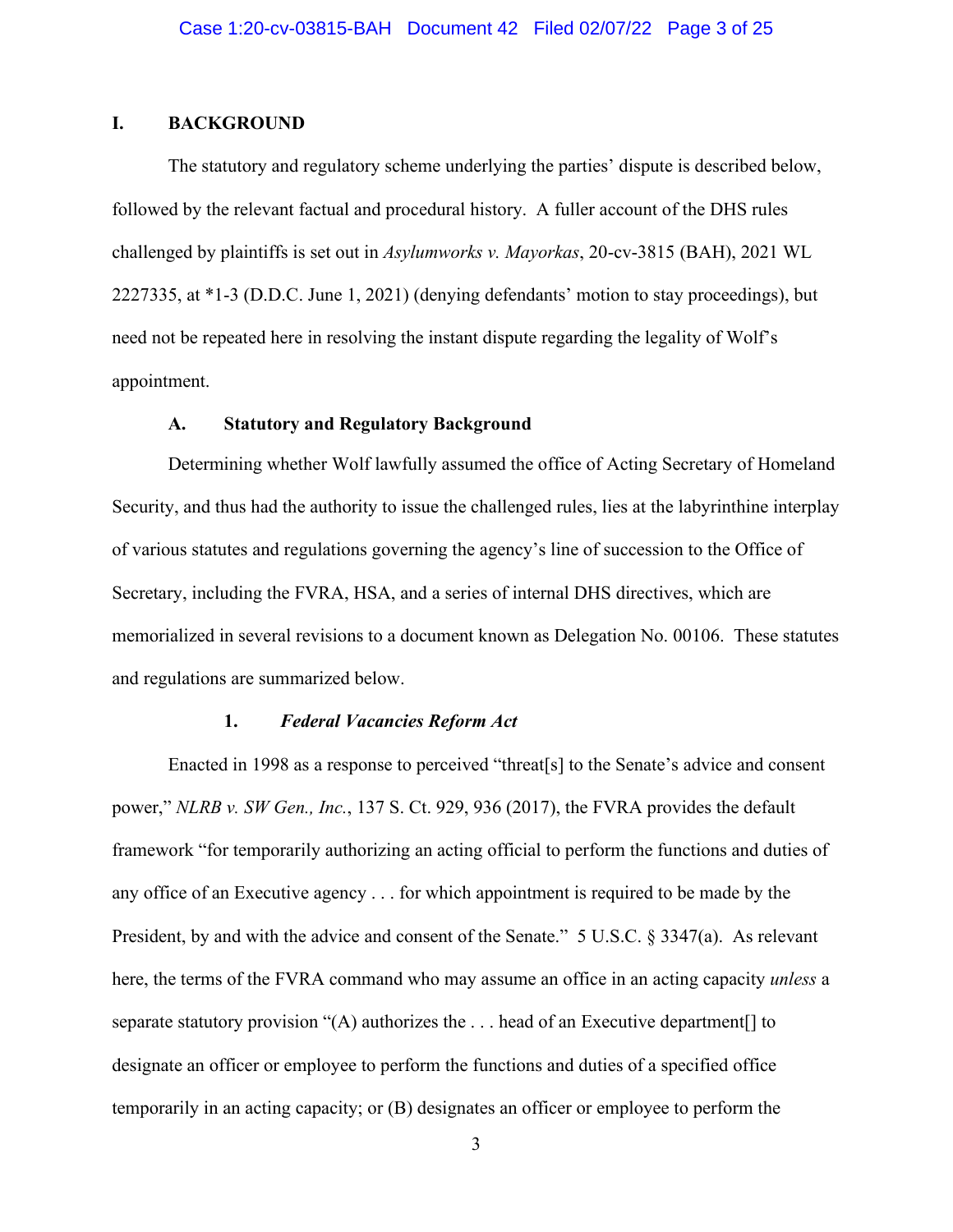## I. BACKGROUND

The statutory and regulatory scheme underlying the parties' dispute is described below, followed by the relevant factual and procedural history. A fuller account of the DHS rules challenged by plaintiffs is set out in *Asylumworks v. Mayorkas*, 20-cv-3815 (BAH), 2021 WL 2227335, at *1-3 (D.D.C. June 1, 2021) (denying defendants' motion to stay proceedings), but need not be repeated here in resolving the instant dispute regarding the legality of Wolf's appointment.

### A. Statutory and Regulatory Background

Determining whether Wolf lawfully assumed the office of Acting Secretary of Homeland Security, and thus had the authority to issue the challenged rules, lies at the labyrinthine interplay of various statutes and regulations governing the agency's line of succession to the Office of Secretary, including the FVRA, HSA, and a series of internal DHS directives, which are memorialized in several revisions to a document known as Delegation No. 00106. These statutes and regulations are summarized below.

#### 1. *Federal Vacancies Reform Act*

Enacted in 1998 as a response to perceived "threat[s] to the Senate's advice and consent power," *NLRB v. SW Gen., Inc.*, 137 S. Ct. 929, 936 (2017), the FVRA provides the default framework "for temporarily authorizing an acting official to perform the functions and duties of any office of an Executive agency . . . for which appointment is required to be made by the President, by and with the advice and consent of the Senate." 5 U.S.C. § 3347(a). As relevant here, the terms of the FVRA command who may assume an office in an acting capacity *unless* a separate statutory provision "(A) authorizes the . . . head of an Executive department[] to designate an officer or employee to perform the functions and duties of a specified office temporarily in an acting capacity; or (B) designates an officer or employee to perform the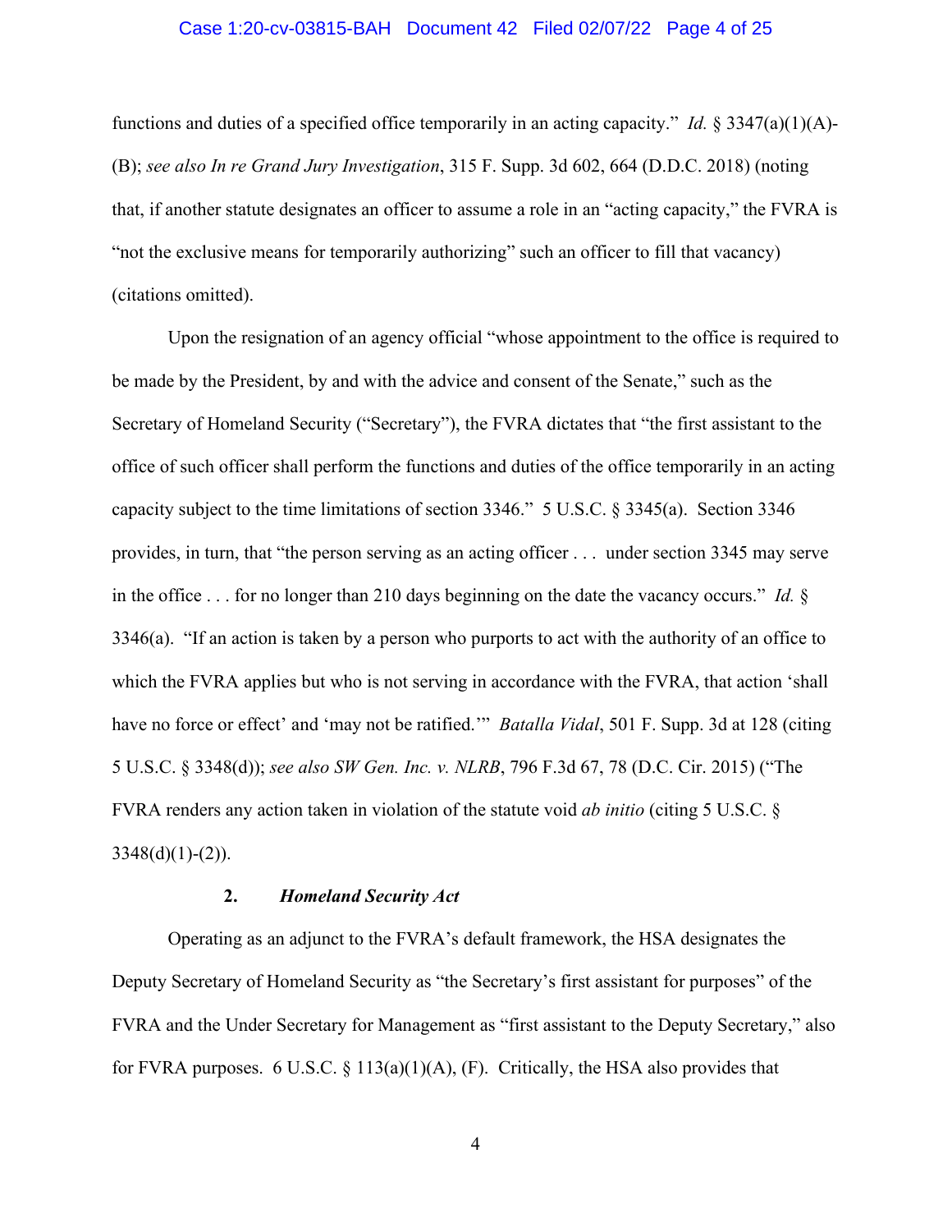functions and duties of a specified office temporarily in an acting capacity." *Id.* § 3347(a)(1)(A)-(B); *see also In re Grand Jury Investigation*, 315 F. Supp. 3d 602, 664 (D.D.C. 2018) (noting that, if another statute designates an officer to assume a role in an "acting capacity," the FVRA is "not the exclusive means for temporarily authorizing" such an officer to fill that vacancy) (citations omitted).

Upon the resignation of an agency official "whose appointment to the office is required to be made by the President, by and with the advice and consent of the Senate," such as the Secretary of Homeland Security ("Secretary"), the FVRA dictates that "the first assistant to the office of such officer shall perform the functions and duties of the office temporarily in an acting capacity subject to the time limitations of section 3346." 5 U.S.C. § 3345(a). Section 3346 provides, in turn, that "the person serving as an acting officer . . . under section 3345 may serve in the office . . . for no longer than 210 days beginning on the date the vacancy occurs." *Id.* § 3346(a). "If an action is taken by a person who purports to act with the authority of an office to which the FVRA applies but who is not serving in accordance with the FVRA, that action 'shall have no force or effect' and 'may not be ratified.'" *Batalla Vidal*, 501 F. Supp. 3d at 128 (citing 5 U.S.C. § 3348(d)); *see also SW Gen. Inc. v. NLRB*, 796 F.3d 67, 78 (D.C. Cir. 2015) ("The FVRA renders any action taken in violation of the statute void *ab initio* (citing 5 U.S.C. § 3348(d)(1)-(2)).

### 2. *Homeland Security Act*

Operating as an adjunct to the FVRA's default framework, the HSA designates the Deputy Secretary of Homeland Security as "the Secretary's first assistant for purposes" of the FVRA and the Under Secretary for Management as "first assistant to the Deputy Secretary," also for FVRA purposes. 6 U.S.C. § 113(a)(1)(A), (F). Critically, the HSA also provides that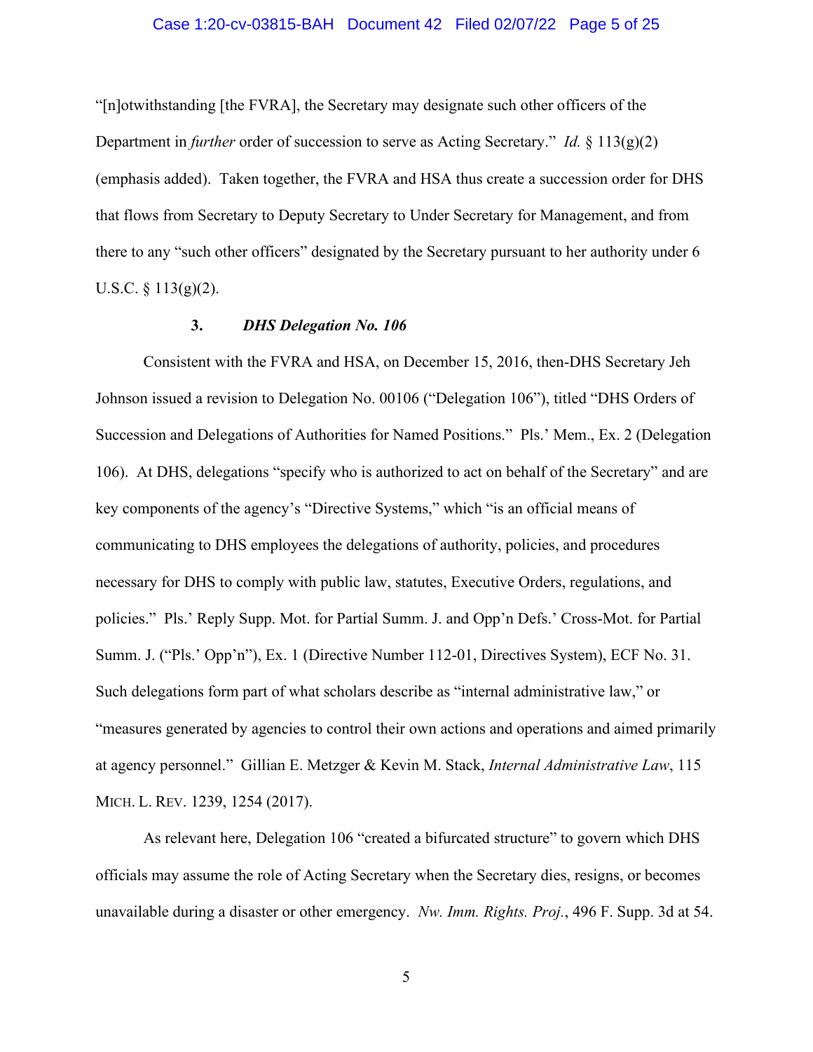"[n]otwithstanding [the FVRA], the Secretary may designate such other officers of the Department in *further* order of succession to serve as Acting Secretary." *Id.* § 113(g)(2) (emphasis added). Taken together, the FVRA and HSA thus create a succession order for DHS that flows from Secretary to Deputy Secretary to Under Secretary for Management, and from there to any "such other officers" designated by the Secretary pursuant to her authority under 6 U.S.C. § 113(g)(2).

### 3. *DHS Delegation No. 106*

Consistent with the FVRA and HSA, on December 15, 2016, then-DHS Secretary Jeh Johnson issued a revision to Delegation No. 00106 ("Delegation 106"), titled "DHS Orders of Succession and Delegations of Authorities for Named Positions." Pls.' Mem., Ex. 2 (Delegation 106). At DHS, delegations "specify who is authorized to act on behalf of the Secretary" and are key components of the agency's "Directive Systems," which "is an official means of communicating to DHS employees the delegations of authority, policies, and procedures necessary for DHS to comply with public law, statutes, Executive Orders, regulations, and policies." Pls.' Reply Supp. Mot. for Partial Summ. J. and Opp'n Defs.' Cross-Mot. for Partial Summ. J. ("Pls.' Opp'n"), Ex. 1 (Directive Number 112-01, Directives System), ECF No. 31. Such delegations form part of what scholars describe as "internal administrative law," or "measures generated by agencies to control their own actions and operations and aimed primarily at agency personnel." Gillian E. Metzger & Kevin M. Stack, *Internal Administrative Law*, 115 MICH. L. REV. 1239, 1254 (2017).

As relevant here, Delegation 106 "created a bifurcated structure" to govern which DHS officials may assume the role of Acting Secretary when the Secretary dies, resigns, or becomes unavailable during a disaster or other emergency. *Nw. Imm. Rights. Proj.*, 496 F. Supp. 3d at 54.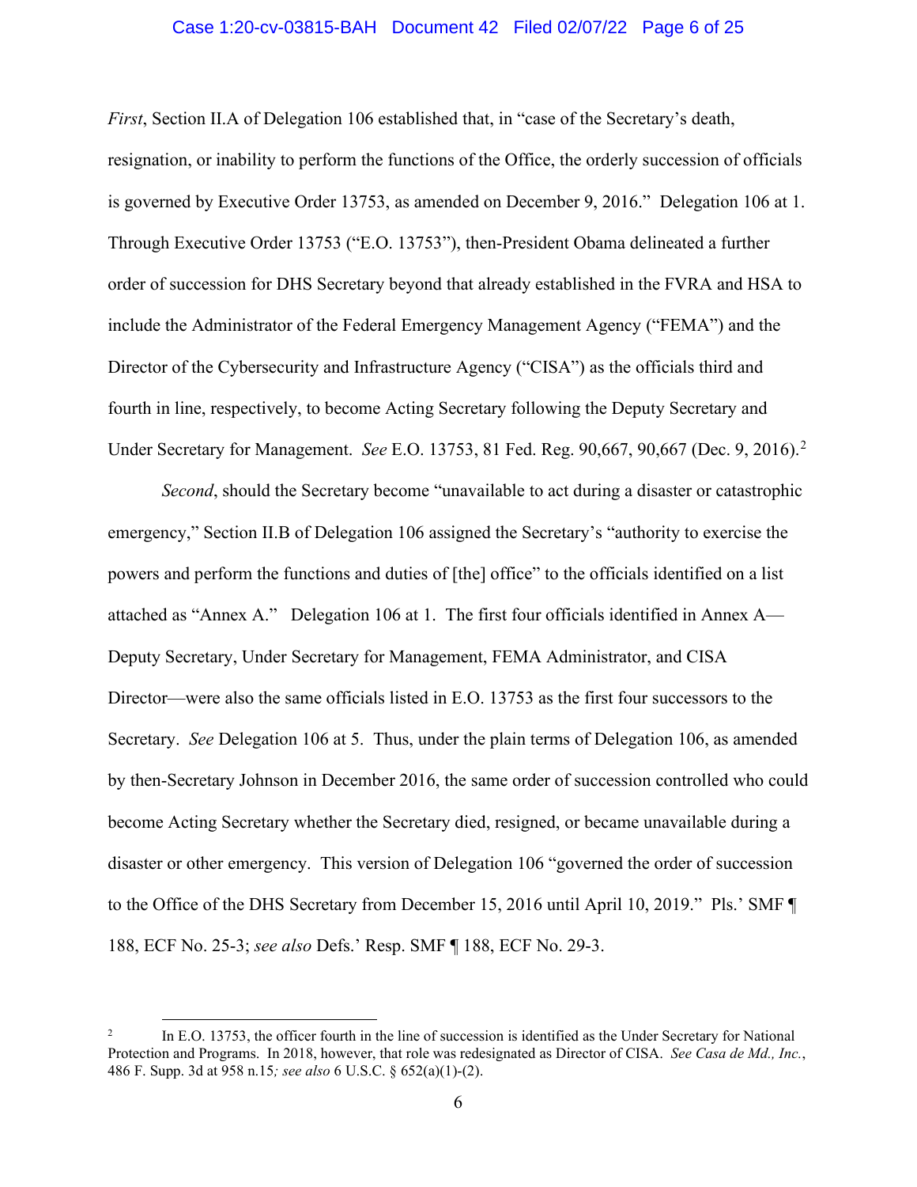*First*, Section II.A of Delegation 106 established that, in "case of the Secretary's death, resignation, or inability to perform the functions of the Office, the orderly succession of officials is governed by Executive Order 13753, as amended on December 9, 2016." Delegation 106 at 1. Through Executive Order 13753 ("E.O. 13753"), then-President Obama delineated a further order of succession for DHS Secretary beyond that already established in the FVRA and HSA to include the Administrator of the Federal Emergency Management Agency ("FEMA") and the Director of the Cybersecurity and Infrastructure Agency ("CISA") as the officials third and fourth in line, respectively, to become Acting Secretary following the Deputy Secretary and Under Secretary for Management. *See* E.O. 13753, 81 Fed. Reg. 90,667, 90,667 (Dec. 9, 2016).[2]

*Second*, should the Secretary become "unavailable to act during a disaster or catastrophic emergency," Section II.B of Delegation 106 assigned the Secretary's "authority to exercise the powers and perform the functions and duties of [the] office" to the officials identified on a list attached as "Annex A." Delegation 106 at 1. The first four officials identified in Annex A—Deputy Secretary, Under Secretary for Management, FEMA Administrator, and CISA Director—were also the same officials listed in E.O. 13753 as the first four successors to the Secretary. *See* Delegation 106 at 5. Thus, under the plain terms of Delegation 106, as amended by then-Secretary Johnson in December 2016, the same order of succession controlled who could become Acting Secretary whether the Secretary died, resigned, or became unavailable during a disaster or other emergency. This version of Delegation 106 "governed the order of succession to the Office of the DHS Secretary from December 15, 2016 until April 10, 2019." Pls.' SMF ¶ 188, ECF No. 25-3; *see also* Defs.' Resp. SMF ¶ 188, ECF No. 29-3.

---

[2] In E.O. 13753, the officer fourth in the line of succession is identified as the Under Secretary for National Protection and Programs. In 2018, however, that role was redesignated as Director of CISA. *See Casa de Md., Inc.*, 486 F. Supp. 3d at 958 n.15*; see also* 6 U.S.C. § 652(a)(1)-(2).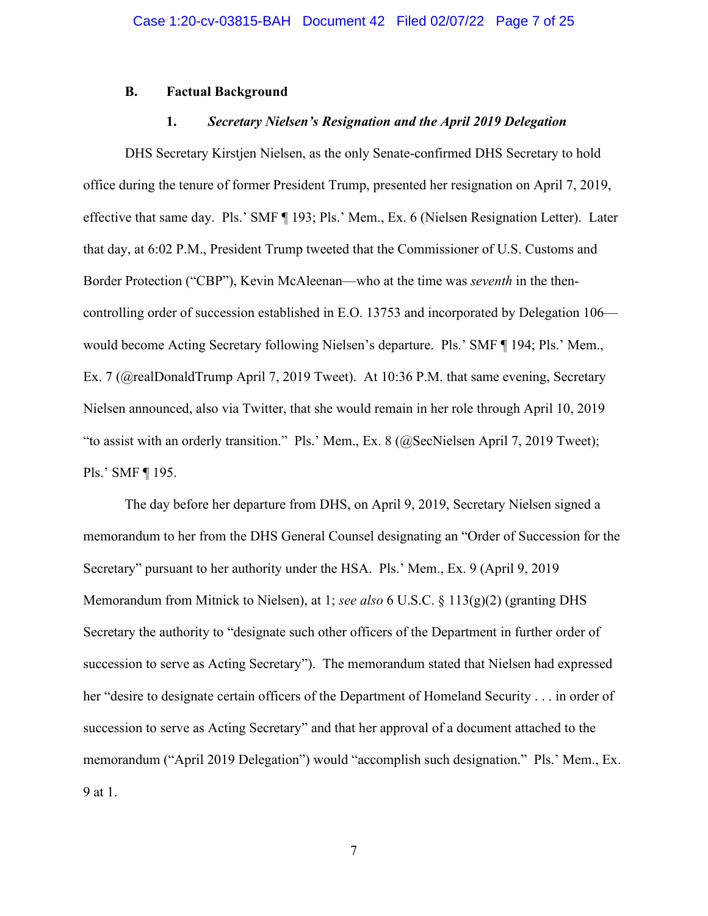### B. Factual Background

#### 1. *Secretary Nielsen's Resignation and the April 2019 Delegation*

DHS Secretary Kirstjen Nielsen, as the only Senate-confirmed DHS Secretary to hold office during the tenure of former President Trump, presented her resignation on April 7, 2019, effective that same day. Pls.' SMF ¶ 193; Pls.' Mem., Ex. 6 (Nielsen Resignation Letter). Later that day, at 6:02 P.M., President Trump tweeted that the Commissioner of U.S. Customs and Border Protection ("CBP"), Kevin McAleenan—who at the time was *seventh* in the then-controlling order of succession established in E.O. 13753 and incorporated by Delegation 106—would become Acting Secretary following Nielsen's departure. Pls.' SMF ¶ 194; Pls.' Mem., Ex. 7 (@realDonaldTrump April 7, 2019 Tweet). At 10:36 P.M. that same evening, Secretary Nielsen announced, also via Twitter, that she would remain in her role through April 10, 2019 "to assist with an orderly transition." Pls.' Mem., Ex. 8 (@SecNielsen April 7, 2019 Tweet); Pls.' SMF ¶ 195.

The day before her departure from DHS, on April 9, 2019, Secretary Nielsen signed a memorandum to her from the DHS General Counsel designating an "Order of Succession for the Secretary" pursuant to her authority under the HSA. Pls.' Mem., Ex. 9 (April 9, 2019 Memorandum from Mitnick to Nielsen), at 1; *see also* 6 U.S.C. § 113(g)(2) (granting DHS Secretary the authority to "designate such other officers of the Department in further order of succession to serve as Acting Secretary"). The memorandum stated that Nielsen had expressed her "desire to designate certain officers of the Department of Homeland Security . . . in order of succession to serve as Acting Secretary" and that her approval of a document attached to the memorandum ("April 2019 Delegation") would "accomplish such designation." Pls.' Mem., Ex. 9 at 1.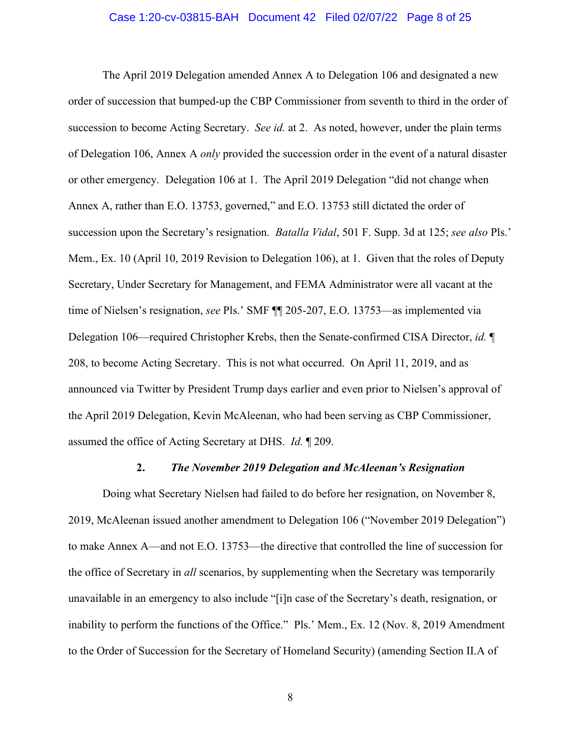The April 2019 Delegation amended Annex A to Delegation 106 and designated a new order of succession that bumped-up the CBP Commissioner from seventh to third in the order of succession to become Acting Secretary. *See id.* at 2. As noted, however, under the plain terms of Delegation 106, Annex A *only* provided the succession order in the event of a natural disaster or other emergency. Delegation 106 at 1. The April 2019 Delegation "did not change when Annex A, rather than E.O. 13753, governed," and E.O. 13753 still dictated the order of succession upon the Secretary's resignation. *Batalla Vidal*, 501 F. Supp. 3d at 125; *see also* Pls.' Mem., Ex. 10 (April 10, 2019 Revision to Delegation 106), at 1. Given that the roles of Deputy Secretary, Under Secretary for Management, and FEMA Administrator were all vacant at the time of Nielsen's resignation, *see* Pls.' SMF ¶¶ 205-207, E.O. 13753—as implemented via Delegation 106—required Christopher Krebs, then the Senate-confirmed CISA Director, *id.* ¶ 208, to become Acting Secretary. This is not what occurred. On April 11, 2019, and as announced via Twitter by President Trump days earlier and even prior to Nielsen's approval of the April 2019 Delegation, Kevin McAleenan, who had been serving as CBP Commissioner, assumed the office of Acting Secretary at DHS. *Id.* ¶ 209.

### 2. *The November 2019 Delegation and McAleenan's Resignation*

Doing what Secretary Nielsen had failed to do before her resignation, on November 8, 2019, McAleenan issued another amendment to Delegation 106 ("November 2019 Delegation") to make Annex A—and not E.O. 13753—the directive that controlled the line of succession for the office of Secretary in *all* scenarios, by supplementing when the Secretary was temporarily unavailable in an emergency to also include "[i]n case of the Secretary's death, resignation, or inability to perform the functions of the Office." Pls.' Mem., Ex. 12 (Nov. 8, 2019 Amendment to the Order of Succession for the Secretary of Homeland Security) (amending Section II.A of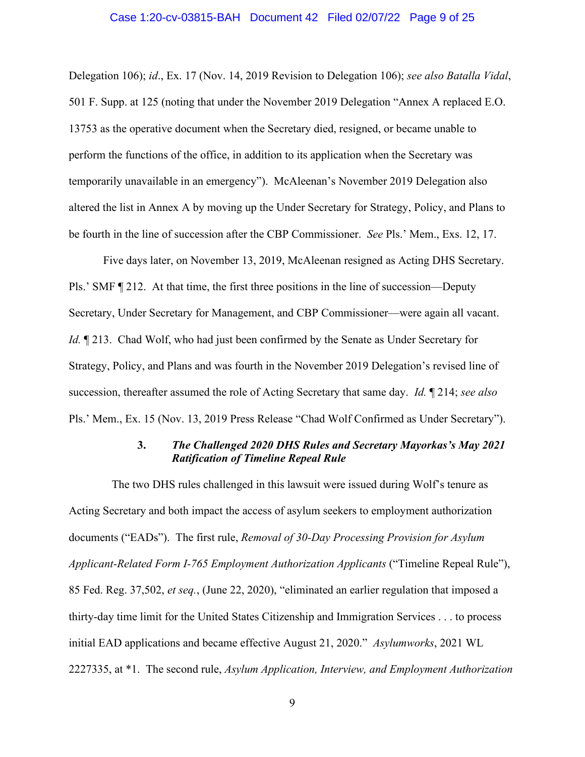Delegation 106); *id*., Ex. 17 (Nov. 14, 2019 Revision to Delegation 106); *see also Batalla Vidal*, 501 F. Supp. at 125 (noting that under the November 2019 Delegation "Annex A replaced E.O. 13753 as the operative document when the Secretary died, resigned, or became unable to perform the functions of the office, in addition to its application when the Secretary was temporarily unavailable in an emergency"). McAleenan's November 2019 Delegation also altered the list in Annex A by moving up the Under Secretary for Strategy, Policy, and Plans to be fourth in the line of succession after the CBP Commissioner. *See* Pls.' Mem., Exs. 12, 17.

Five days later, on November 13, 2019, McAleenan resigned as Acting DHS Secretary. Pls.' SMF ¶ 212. At that time, the first three positions in the line of succession—Deputy Secretary, Under Secretary for Management, and CBP Commissioner—were again all vacant. *Id.* ¶ 213. Chad Wolf, who had just been confirmed by the Senate as Under Secretary for Strategy, Policy, and Plans and was fourth in the November 2019 Delegation's revised line of succession, thereafter assumed the role of Acting Secretary that same day. *Id.* ¶ 214; *see also* Pls.' Mem., Ex. 15 (Nov. 13, 2019 Press Release "Chad Wolf Confirmed as Under Secretary").

### 3. *The Challenged 2020 DHS Rules and Secretary Mayorkas's May 2021 Ratification of Timeline Repeal Rule*

The two DHS rules challenged in this lawsuit were issued during Wolf's tenure as Acting Secretary and both impact the access of asylum seekers to employment authorization documents ("EADs"). The first rule, *Removal of 30-Day Processing Provision for Asylum Applicant-Related Form I-765 Employment Authorization Applicants* ("Timeline Repeal Rule"), 85 Fed. Reg. 37,502, *et seq.*, (June 22, 2020), "eliminated an earlier regulation that imposed a thirty-day time limit for the United States Citizenship and Immigration Services . . . to process initial EAD applications and became effective August 21, 2020." *Asylumworks*, 2021 WL 2227335, at *1. The second rule, *Asylum Application, Interview, and Employment Authorization*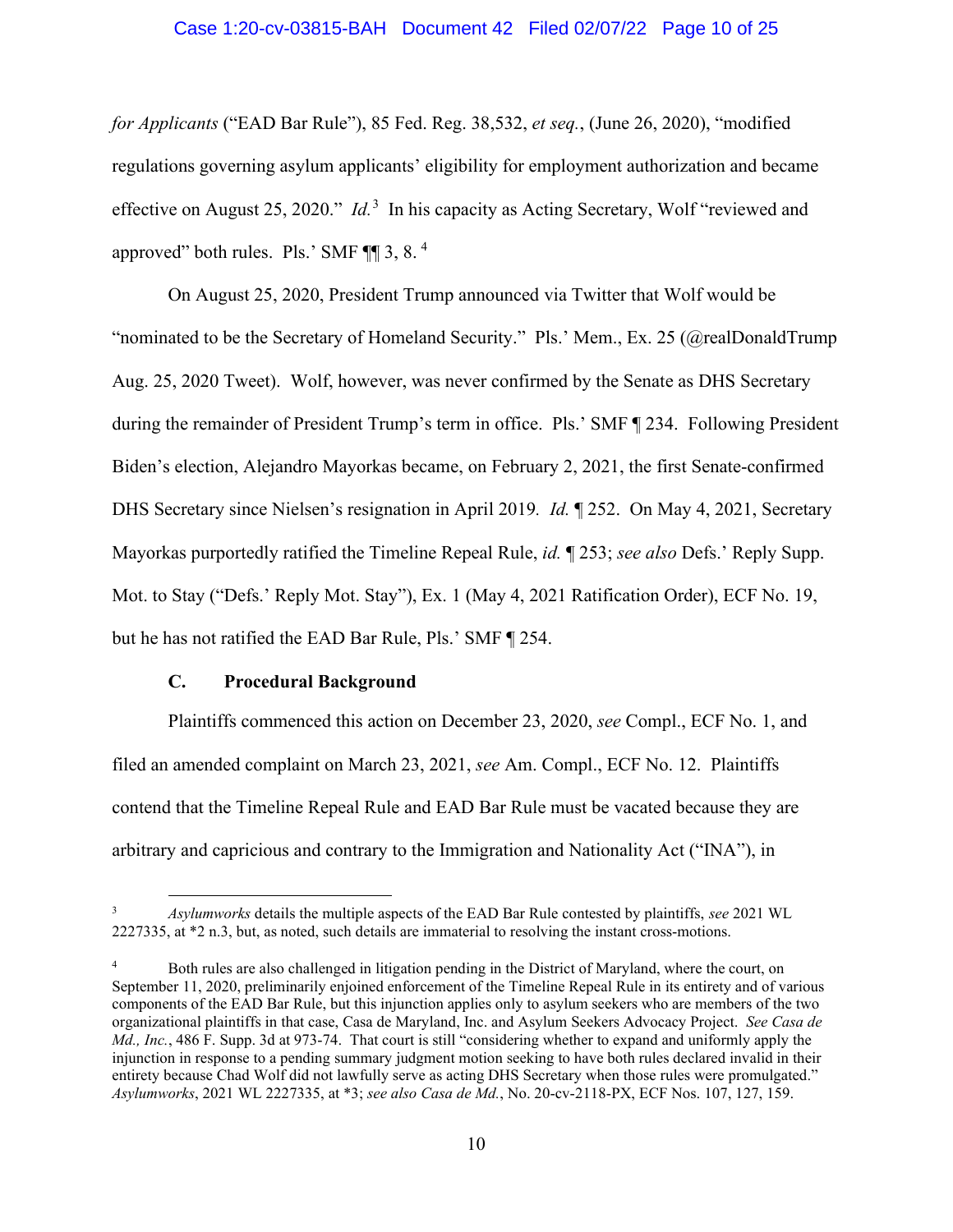*for Applicants* ("EAD Bar Rule"), 85 Fed. Reg. 38,532, *et seq.*, (June 26, 2020), "modified regulations governing asylum applicants' eligibility for employment authorization and became effective on August 25, 2020." *Id.*[3] In his capacity as Acting Secretary, Wolf "reviewed and approved" both rules. Pls.' SMF ¶¶ 3, 8.[4]

On August 25, 2020, President Trump announced via Twitter that Wolf would be "nominated to be the Secretary of Homeland Security." Pls.' Mem., Ex. 25 (@realDonaldTrump Aug. 25, 2020 Tweet). Wolf, however, was never confirmed by the Senate as DHS Secretary during the remainder of President Trump's term in office. Pls.' SMF ¶ 234. Following President Biden's election, Alejandro Mayorkas became, on February 2, 2021, the first Senate-confirmed DHS Secretary since Nielsen's resignation in April 2019. *Id.* ¶ 252. On May 4, 2021, Secretary Mayorkas purportedly ratified the Timeline Repeal Rule, *id.* ¶ 253; *see also* Defs.' Reply Supp. Mot. to Stay ("Defs.' Reply Mot. Stay"), Ex. 1 (May 4, 2021 Ratification Order), ECF No. 19, but he has not ratified the EAD Bar Rule, Pls.' SMF ¶ 254.

### C. Procedural Background

Plaintiffs commenced this action on December 23, 2020, *see* Compl., ECF No. 1, and filed an amended complaint on March 23, 2021, *see* Am. Compl., ECF No. 12. Plaintiffs contend that the Timeline Repeal Rule and EAD Bar Rule must be vacated because they are arbitrary and capricious and contrary to the Immigration and Nationality Act ("INA"), in

---

[3] *Asylumworks* details the multiple aspects of the EAD Bar Rule contested by plaintiffs, *see* 2021 WL 2227335, at *2 n.3, but, as noted, such details are immaterial to resolving the instant cross-motions.

[4] Both rules are also challenged in litigation pending in the District of Maryland, where the court, on September 11, 2020, preliminarily enjoined enforcement of the Timeline Repeal Rule in its entirety and of various components of the EAD Bar Rule, but this injunction applies only to asylum seekers who are members of the two organizational plaintiffs in that case, Casa de Maryland, Inc. and Asylum Seekers Advocacy Project. *See Casa de Md., Inc.*, 486 F. Supp. 3d at 973-74. That court is still "considering whether to expand and uniformly apply the injunction in response to a pending summary judgment motion seeking to have both rules declared invalid in their entirety because Chad Wolf did not lawfully serve as acting DHS Secretary when those rules were promulgated." *Asylumworks*, 2021 WL 2227335, at *3; *see also Casa de Md.*, No. 20-cv-2118-PX, ECF Nos. 107, 127, 159.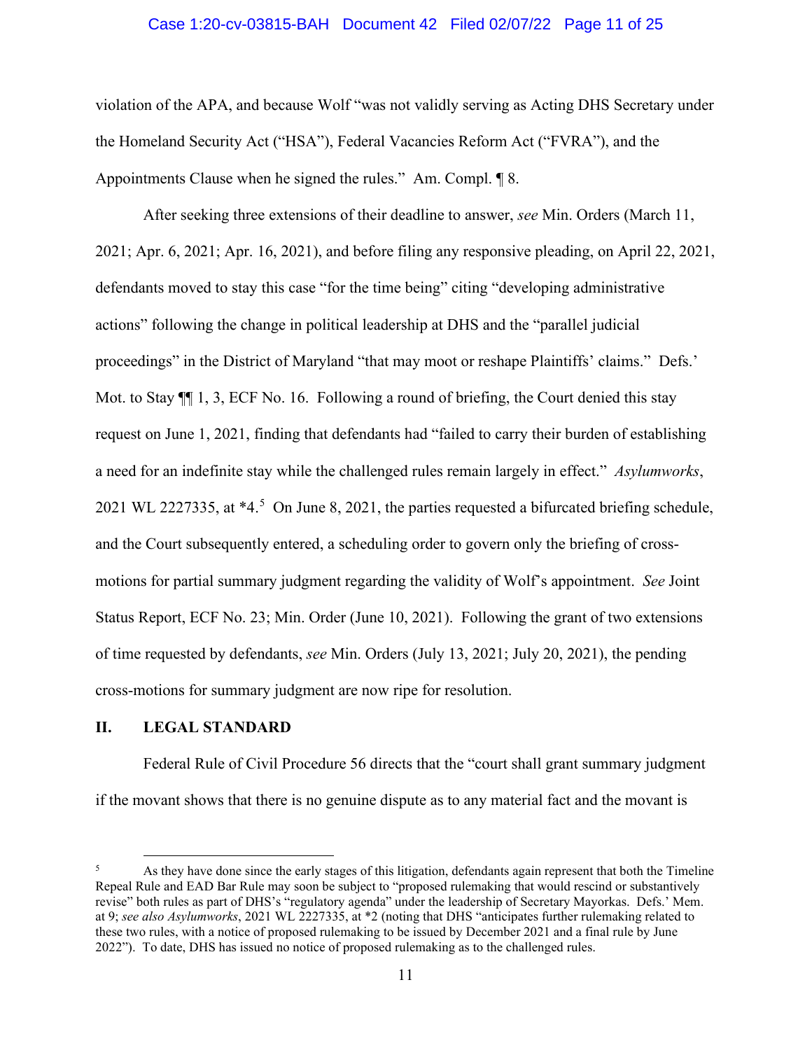violation of the APA, and because Wolf "was not validly serving as Acting DHS Secretary under the Homeland Security Act ("HSA"), Federal Vacancies Reform Act ("FVRA"), and the Appointments Clause when he signed the rules." Am. Compl. ¶ 8.

After seeking three extensions of their deadline to answer, *see* Min. Orders (March 11, 2021; Apr. 6, 2021; Apr. 16, 2021), and before filing any responsive pleading, on April 22, 2021, defendants moved to stay this case "for the time being" citing "developing administrative actions" following the change in political leadership at DHS and the "parallel judicial proceedings" in the District of Maryland "that may moot or reshape Plaintiffs' claims." Defs.' Mot. to Stay ¶¶ 1, 3, ECF No. 16. Following a round of briefing, the Court denied this stay request on June 1, 2021, finding that defendants had "failed to carry their burden of establishing a need for an indefinite stay while the challenged rules remain largely in effect." *Asylumworks*, 2021 WL 2227335, at *4.[5] On June 8, 2021, the parties requested a bifurcated briefing schedule, and the Court subsequently entered, a scheduling order to govern only the briefing of cross-motions for partial summary judgment regarding the validity of Wolf's appointment. *See* Joint Status Report, ECF No. 23; Min. Order (June 10, 2021). Following the grant of two extensions of time requested by defendants, *see* Min. Orders (July 13, 2021; July 20, 2021), the pending cross-motions for summary judgment are now ripe for resolution.

## II. LEGAL STANDARD

Federal Rule of Civil Procedure 56 directs that the "court shall grant summary judgment if the movant shows that there is no genuine dispute as to any material fact and the movant is

---

[5] As they have done since the early stages of this litigation, defendants again represent that both the Timeline Repeal Rule and EAD Bar Rule may soon be subject to "proposed rulemaking that would rescind or substantively revise" both rules as part of DHS's "regulatory agenda" under the leadership of Secretary Mayorkas. Defs.' Mem. at 9; *see also Asylumworks*, 2021 WL 2227335, at *2 (noting that DHS "anticipates further rulemaking related to these two rules, with a notice of proposed rulemaking to be issued by December 2021 and a final rule by June 2022"). To date, DHS has issued no notice of proposed rulemaking as to the challenged rules.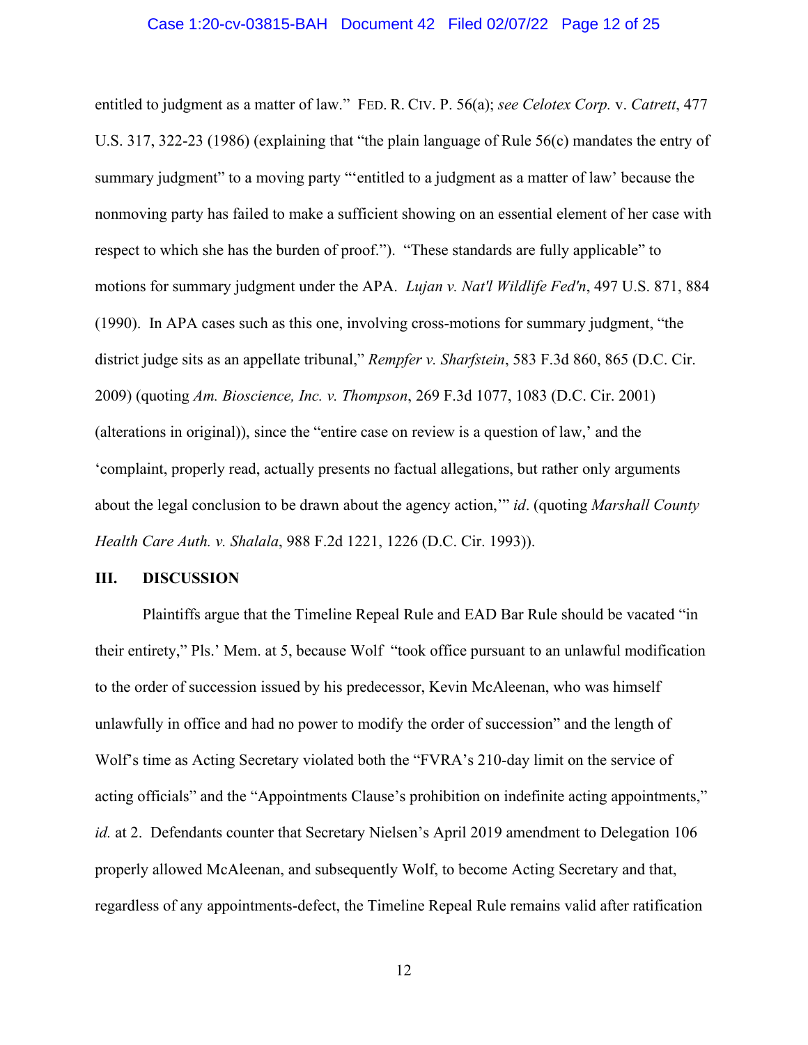entitled to judgment as a matter of law." FED. R. CIV. P. 56(a); *see Celotex Corp.* v. *Catrett*, 477 U.S. 317, 322-23 (1986) (explaining that "the plain language of Rule 56(c) mandates the entry of summary judgment" to a moving party "'entitled to a judgment as a matter of law' because the nonmoving party has failed to make a sufficient showing on an essential element of her case with respect to which she has the burden of proof."). "These standards are fully applicable" to motions for summary judgment under the APA. *Lujan v. Nat'l Wildlife Fed'n*, 497 U.S. 871, 884 (1990). In APA cases such as this one, involving cross-motions for summary judgment, "the district judge sits as an appellate tribunal," *Rempfer v. Sharfstein*, 583 F.3d 860, 865 (D.C. Cir. 2009) (quoting *Am. Bioscience, Inc. v. Thompson*, 269 F.3d 1077, 1083 (D.C. Cir. 2001) (alterations in original)), since the "entire case on review is a question of law,' and the 'complaint, properly read, actually presents no factual allegations, but rather only arguments about the legal conclusion to be drawn about the agency action,'" *id*. (quoting *Marshall County Health Care Auth. v. Shalala*, 988 F.2d 1221, 1226 (D.C. Cir. 1993)).

## III. DISCUSSION

Plaintiffs argue that the Timeline Repeal Rule and EAD Bar Rule should be vacated "in their entirety," Pls.' Mem. at 5, because Wolf "took office pursuant to an unlawful modification to the order of succession issued by his predecessor, Kevin McAleenan, who was himself unlawfully in office and had no power to modify the order of succession" and the length of Wolf's time as Acting Secretary violated both the "FVRA's 210-day limit on the service of acting officials" and the "Appointments Clause's prohibition on indefinite acting appointments," *id.* at 2. Defendants counter that Secretary Nielsen's April 2019 amendment to Delegation 106 properly allowed McAleenan, and subsequently Wolf, to become Acting Secretary and that, regardless of any appointments-defect, the Timeline Repeal Rule remains valid after ratification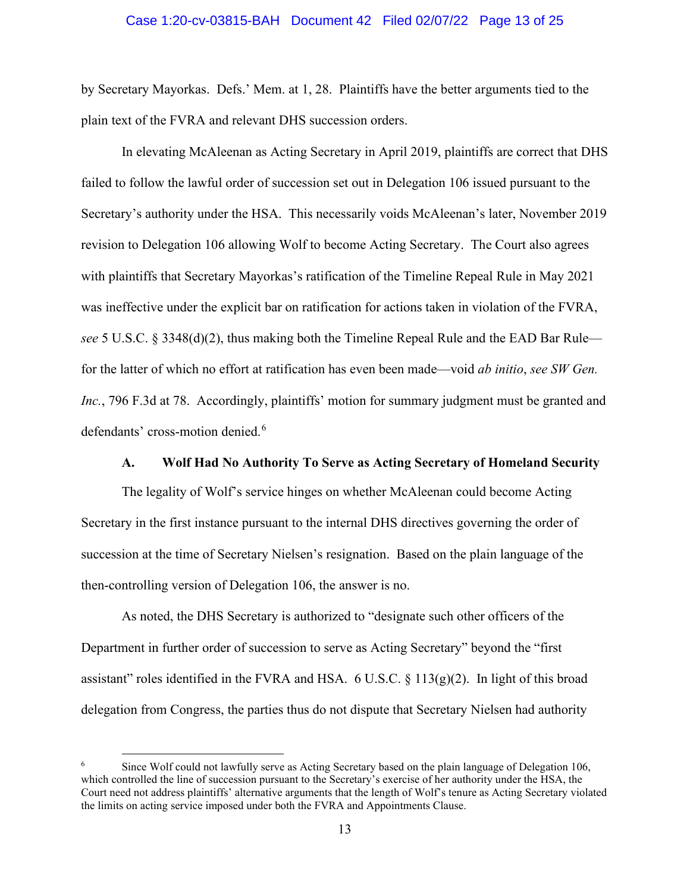by Secretary Mayorkas. Defs.' Mem. at 1, 28. Plaintiffs have the better arguments tied to the plain text of the FVRA and relevant DHS succession orders.

In elevating McAleenan as Acting Secretary in April 2019, plaintiffs are correct that DHS failed to follow the lawful order of succession set out in Delegation 106 issued pursuant to the Secretary's authority under the HSA. This necessarily voids McAleenan's later, November 2019 revision to Delegation 106 allowing Wolf to become Acting Secretary. The Court also agrees with plaintiffs that Secretary Mayorkas's ratification of the Timeline Repeal Rule in May 2021 was ineffective under the explicit bar on ratification for actions taken in violation of the FVRA, *see* 5 U.S.C. § 3348(d)(2), thus making both the Timeline Repeal Rule and the EAD Bar Rule—for the latter of which no effort at ratification has even been made—void *ab initio*, *see SW Gen. Inc.*, 796 F.3d at 78. Accordingly, plaintiffs' motion for summary judgment must be granted and defendants' cross-motion denied.[6]

### A. Wolf Had No Authority To Serve as Acting Secretary of Homeland Security

The legality of Wolf's service hinges on whether McAleenan could become Acting Secretary in the first instance pursuant to the internal DHS directives governing the order of succession at the time of Secretary Nielsen's resignation. Based on the plain language of the then-controlling version of Delegation 106, the answer is no.

As noted, the DHS Secretary is authorized to "designate such other officers of the Department in further order of succession to serve as Acting Secretary" beyond the "first assistant" roles identified in the FVRA and HSA. 6 U.S.C. § 113(g)(2). In light of this broad delegation from Congress, the parties thus do not dispute that Secretary Nielsen had authority

---

[6] Since Wolf could not lawfully serve as Acting Secretary based on the plain language of Delegation 106, which controlled the line of succession pursuant to the Secretary's exercise of her authority under the HSA, the Court need not address plaintiffs' alternative arguments that the length of Wolf's tenure as Acting Secretary violated the limits on acting service imposed under both the FVRA and Appointments Clause.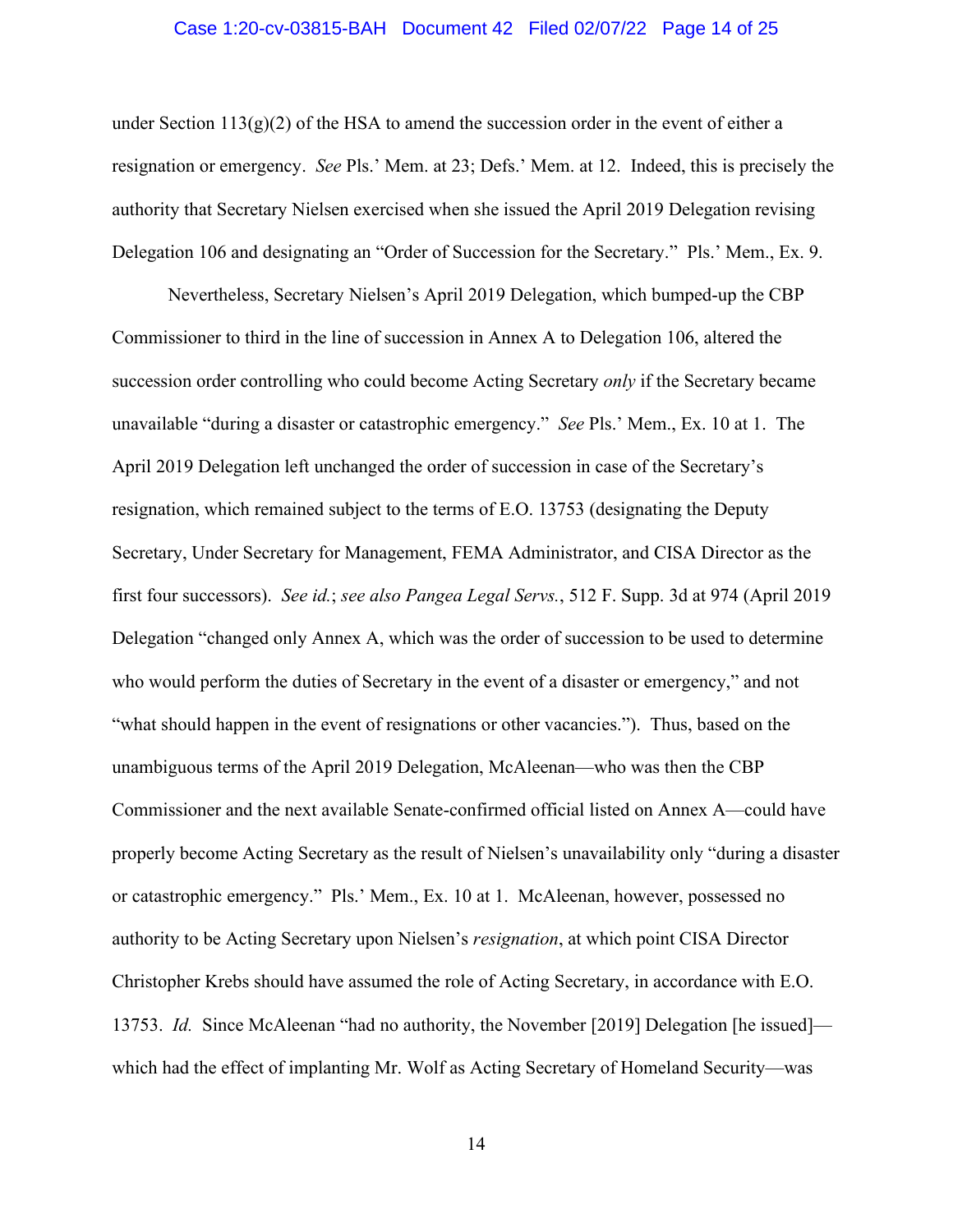under Section 113(g)(2) of the HSA to amend the succession order in the event of either a resignation or emergency. *See* Pls.' Mem. at 23; Defs.' Mem. at 12. Indeed, this is precisely the authority that Secretary Nielsen exercised when she issued the April 2019 Delegation revising Delegation 106 and designating an "Order of Succession for the Secretary." Pls.' Mem., Ex. 9.

Nevertheless, Secretary Nielsen's April 2019 Delegation, which bumped-up the CBP Commissioner to third in the line of succession in Annex A to Delegation 106, altered the succession order controlling who could become Acting Secretary *only* if the Secretary became unavailable "during a disaster or catastrophic emergency." *See* Pls.' Mem., Ex. 10 at 1. The April 2019 Delegation left unchanged the order of succession in case of the Secretary's resignation, which remained subject to the terms of E.O. 13753 (designating the Deputy Secretary, Under Secretary for Management, FEMA Administrator, and CISA Director as the first four successors). *See id.*; *see also Pangea Legal Servs.*, 512 F. Supp. 3d at 974 (April 2019 Delegation "changed only Annex A, which was the order of succession to be used to determine who would perform the duties of Secretary in the event of a disaster or emergency," and not "what should happen in the event of resignations or other vacancies."). Thus, based on the unambiguous terms of the April 2019 Delegation, McAleenan—who was then the CBP Commissioner and the next available Senate-confirmed official listed on Annex A—could have properly become Acting Secretary as the result of Nielsen's unavailability only "during a disaster or catastrophic emergency." Pls.' Mem., Ex. 10 at 1. McAleenan, however, possessed no authority to be Acting Secretary upon Nielsen's *resignation*, at which point CISA Director Christopher Krebs should have assumed the role of Acting Secretary, in accordance with E.O. 13753. *Id.* Since McAleenan "had no authority, the November [2019] Delegation [he issued]—which had the effect of implanting Mr. Wolf as Acting Secretary of Homeland Security—was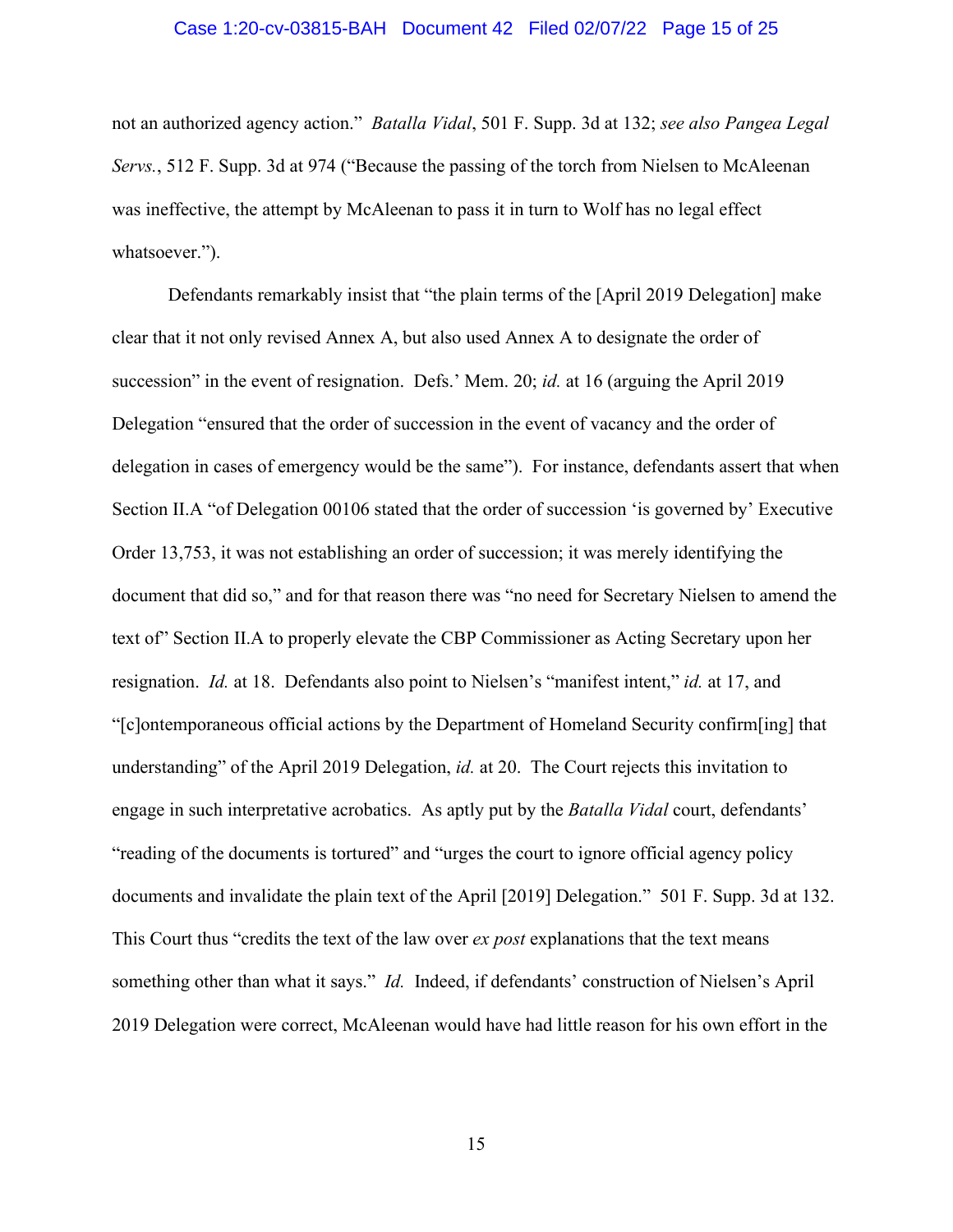not an authorized agency action." *Batalla Vidal*, 501 F. Supp. 3d at 132; *see also Pangea Legal Servs.*, 512 F. Supp. 3d at 974 ("Because the passing of the torch from Nielsen to McAleenan was ineffective, the attempt by McAleenan to pass it in turn to Wolf has no legal effect whatsoever.").

Defendants remarkably insist that "the plain terms of the [April 2019 Delegation] make clear that it not only revised Annex A, but also used Annex A to designate the order of succession" in the event of resignation. Defs.' Mem. 20; *id.* at 16 (arguing the April 2019 Delegation "ensured that the order of succession in the event of vacancy and the order of delegation in cases of emergency would be the same"). For instance, defendants assert that when Section II.A "of Delegation 00106 stated that the order of succession 'is governed by' Executive Order 13,753, it was not establishing an order of succession; it was merely identifying the document that did so," and for that reason there was "no need for Secretary Nielsen to amend the text of" Section II.A to properly elevate the CBP Commissioner as Acting Secretary upon her resignation. *Id.* at 18. Defendants also point to Nielsen's "manifest intent," *id.* at 17, and "[c]ontemporaneous official actions by the Department of Homeland Security confirm[ing] that understanding" of the April 2019 Delegation, *id.* at 20. The Court rejects this invitation to engage in such interpretative acrobatics. As aptly put by the *Batalla Vidal* court, defendants' "reading of the documents is tortured" and "urges the court to ignore official agency policy documents and invalidate the plain text of the April [2019] Delegation." 501 F. Supp. 3d at 132. This Court thus "credits the text of the law over *ex post* explanations that the text means something other than what it says." *Id.* Indeed, if defendants' construction of Nielsen's April 2019 Delegation were correct, McAleenan would have had little reason for his own effort in the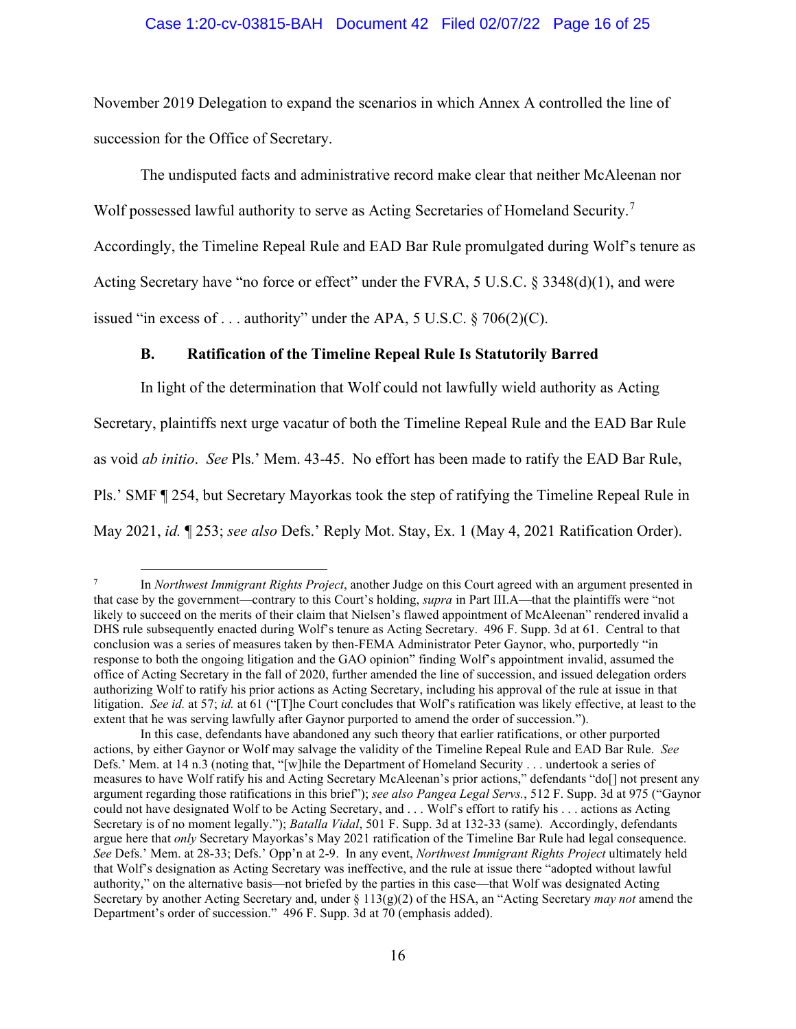November 2019 Delegation to expand the scenarios in which Annex A controlled the line of succession for the Office of Secretary.

The undisputed facts and administrative record make clear that neither McAleenan nor Wolf possessed lawful authority to serve as Acting Secretaries of Homeland Security.[7] Accordingly, the Timeline Repeal Rule and EAD Bar Rule promulgated during Wolf's tenure as Acting Secretary have "no force or effect" under the FVRA, 5 U.S.C. § 3348(d)(1), and were issued "in excess of . . . authority" under the APA, 5 U.S.C. § 706(2)(C).

### B. Ratification of the Timeline Repeal Rule Is Statutorily Barred

In light of the determination that Wolf could not lawfully wield authority as Acting Secretary, plaintiffs next urge vacatur of both the Timeline Repeal Rule and the EAD Bar Rule as void *ab initio*. *See* Pls.' Mem. 43-45. No effort has been made to ratify the EAD Bar Rule, Pls.' SMF ¶ 254, but Secretary Mayorkas took the step of ratifying the Timeline Repeal Rule in May 2021, *id.* ¶ 253; *see also* Defs.' Reply Mot. Stay, Ex. 1 (May 4, 2021 Ratification Order).

---

[7] In *Northwest Immigrant Rights Project*, another Judge on this Court agreed with an argument presented in that case by the government—contrary to this Court's holding, *supra* in Part III.A—that the plaintiffs were "not likely to succeed on the merits of their claim that Nielsen's flawed appointment of McAleenan" rendered invalid a DHS rule subsequently enacted during Wolf's tenure as Acting Secretary. 496 F. Supp. 3d at 61. Central to that conclusion was a series of measures taken by then-FEMA Administrator Peter Gaynor, who, purportedly "in response to both the ongoing litigation and the GAO opinion" finding Wolf's appointment invalid, assumed the office of Acting Secretary in the fall of 2020, further amended the line of succession, and issued delegation orders authorizing Wolf to ratify his prior actions as Acting Secretary, including his approval of the rule at issue in that litigation. *See id.* at 57; *id.* at 61 ("[T]he Court concludes that Wolf's ratification was likely effective, at least to the extent that he was serving lawfully after Gaynor purported to amend the order of succession.").

In this case, defendants have abandoned any such theory that earlier ratifications, or other purported actions, by either Gaynor or Wolf may salvage the validity of the Timeline Repeal Rule and EAD Bar Rule. *See* Defs.' Mem. at 14 n.3 (noting that, "[w]hile the Department of Homeland Security . . . undertook a series of measures to have Wolf ratify his and Acting Secretary McAleenan's prior actions," defendants "do[] not present any argument regarding those ratifications in this brief"); *see also Pangea Legal Servs.*, 512 F. Supp. 3d at 975 ("Gaynor could not have designated Wolf to be Acting Secretary, and . . . Wolf's effort to ratify his . . . actions as Acting Secretary is of no moment legally."); *Batalla Vidal*, 501 F. Supp. 3d at 132-33 (same). Accordingly, defendants argue here that *only* Secretary Mayorkas's May 2021 ratification of the Timeline Bar Rule had legal consequence. *See* Defs.' Mem. at 28-33; Defs.' Opp'n at 2-9. In any event, *Northwest Immigrant Rights Project* ultimately held that Wolf's designation as Acting Secretary was ineffective, and the rule at issue there "adopted without lawful authority," on the alternative basis—not briefed by the parties in this case—that Wolf was designated Acting Secretary by another Acting Secretary and, under § 113(g)(2) of the HSA, an "Acting Secretary *may not* amend the Department's order of succession." 496 F. Supp. 3d at 70 (emphasis added).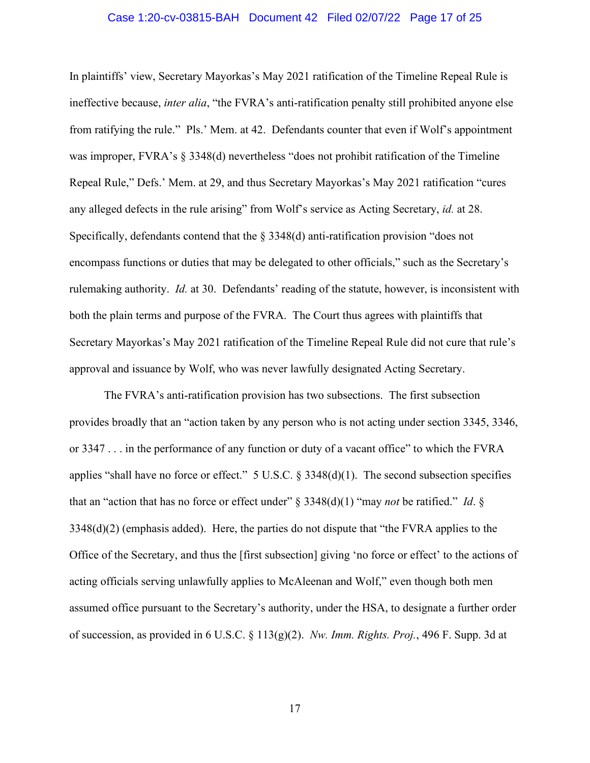In plaintiffs' view, Secretary Mayorkas's May 2021 ratification of the Timeline Repeal Rule is ineffective because, *inter alia*, "the FVRA's anti-ratification penalty still prohibited anyone else from ratifying the rule." Pls.' Mem. at 42. Defendants counter that even if Wolf's appointment was improper, FVRA's § 3348(d) nevertheless "does not prohibit ratification of the Timeline Repeal Rule," Defs.' Mem. at 29, and thus Secretary Mayorkas's May 2021 ratification "cures any alleged defects in the rule arising" from Wolf's service as Acting Secretary, *id.* at 28. Specifically, defendants contend that the § 3348(d) anti-ratification provision "does not encompass functions or duties that may be delegated to other officials," such as the Secretary's rulemaking authority. *Id.* at 30. Defendants' reading of the statute, however, is inconsistent with both the plain terms and purpose of the FVRA. The Court thus agrees with plaintiffs that Secretary Mayorkas's May 2021 ratification of the Timeline Repeal Rule did not cure that rule's approval and issuance by Wolf, who was never lawfully designated Acting Secretary.

The FVRA's anti-ratification provision has two subsections. The first subsection provides broadly that an "action taken by any person who is not acting under section 3345, 3346, or 3347 . . . in the performance of any function or duty of a vacant office" to which the FVRA applies "shall have no force or effect." 5 U.S.C. § 3348(d)(1). The second subsection specifies that an "action that has no force or effect under" § 3348(d)(1) "may *not* be ratified." *Id*. § 3348(d)(2) (emphasis added). Here, the parties do not dispute that "the FVRA applies to the Office of the Secretary, and thus the [first subsection] giving 'no force or effect' to the actions of acting officials serving unlawfully applies to McAleenan and Wolf," even though both men assumed office pursuant to the Secretary's authority, under the HSA, to designate a further order of succession, as provided in 6 U.S.C. § 113(g)(2). *Nw. Imm. Rights. Proj.*, 496 F. Supp. 3d at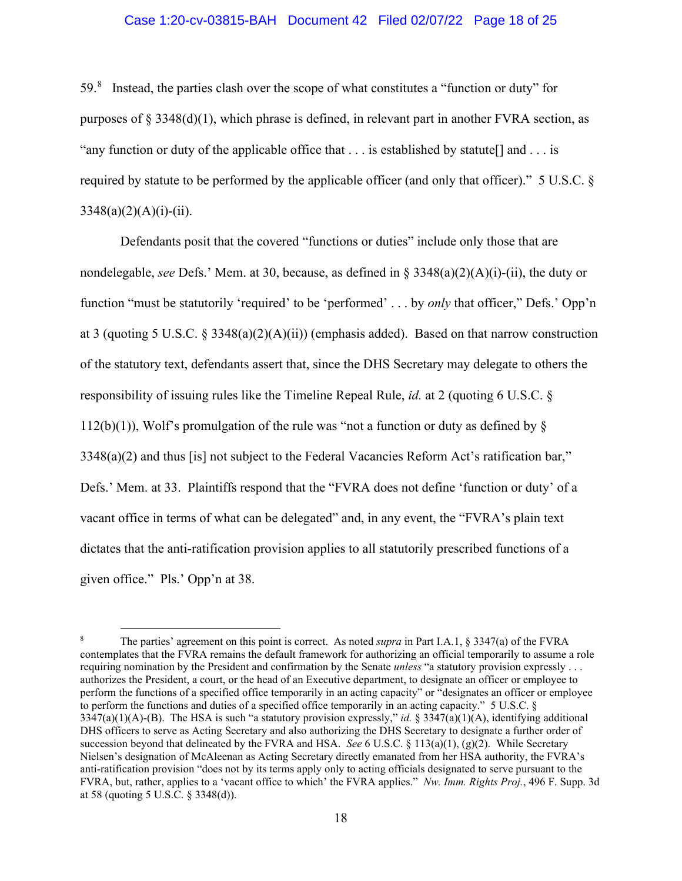59.[8] Instead, the parties clash over the scope of what constitutes a "function or duty" for purposes of § 3348(d)(1), which phrase is defined, in relevant part in another FVRA section, as "any function or duty of the applicable office that . . . is established by statute[] and . . . is required by statute to be performed by the applicable officer (and only that officer)." 5 U.S.C. § 3348(a)(2)(A)(i)-(ii).

Defendants posit that the covered "functions or duties" include only those that are nondelegable, *see* Defs.' Mem. at 30, because, as defined in § 3348(a)(2)(A)(i)-(ii), the duty or function "must be statutorily 'required' to be 'performed' . . . by *only* that officer," Defs.' Opp'n at 3 (quoting 5 U.S.C. § 3348(a)(2)(A)(ii)) (emphasis added). Based on that narrow construction of the statutory text, defendants assert that, since the DHS Secretary may delegate to others the responsibility of issuing rules like the Timeline Repeal Rule, *id.* at 2 (quoting 6 U.S.C. § 112(b)(1)), Wolf's promulgation of the rule was "not a function or duty as defined by § 3348(a)(2) and thus [is] not subject to the Federal Vacancies Reform Act's ratification bar," Defs.' Mem. at 33. Plaintiffs respond that the "FVRA does not define 'function or duty' of a vacant office in terms of what can be delegated" and, in any event, the "FVRA's plain text dictates that the anti-ratification provision applies to all statutorily prescribed functions of a given office." Pls.' Opp'n at 38.

---

[8] The parties' agreement on this point is correct. As noted *supra* in Part I.A.1, § 3347(a) of the FVRA contemplates that the FVRA remains the default framework for authorizing an official temporarily to assume a role requiring nomination by the President and confirmation by the Senate *unless* "a statutory provision expressly . . . authorizes the President, a court, or the head of an Executive department, to designate an officer or employee to perform the functions of a specified office temporarily in an acting capacity" or "designates an officer or employee to perform the functions and duties of a specified office temporarily in an acting capacity." 5 U.S.C. § 3347(a)(1)(A)-(B). The HSA is such "a statutory provision expressly," *id.* § 3347(a)(1)(A), identifying additional DHS officers to serve as Acting Secretary and also authorizing the DHS Secretary to designate a further order of succession beyond that delineated by the FVRA and HSA. *See* 6 U.S.C. § 113(a)(1), (g)(2). While Secretary Nielsen's designation of McAleenan as Acting Secretary directly emanated from her HSA authority, the FVRA's anti-ratification provision "does not by its terms apply only to acting officials designated to serve pursuant to the FVRA, but, rather, applies to a 'vacant office to which' the FVRA applies." *Nw. Imm. Rights Proj.*, 496 F. Supp. 3d at 58 (quoting 5 U.S.C. § 3348(d)).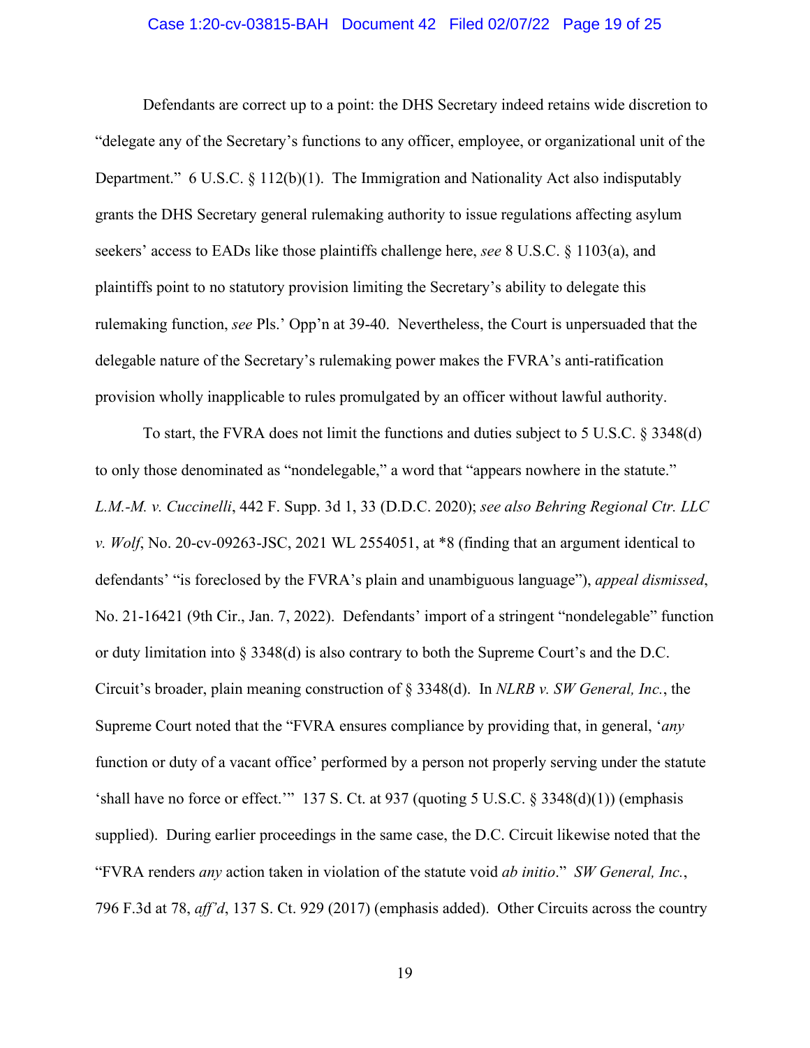Defendants are correct up to a point: the DHS Secretary indeed retains wide discretion to "delegate any of the Secretary's functions to any officer, employee, or organizational unit of the Department." 6 U.S.C. § 112(b)(1). The Immigration and Nationality Act also indisputably grants the DHS Secretary general rulemaking authority to issue regulations affecting asylum seekers' access to EADs like those plaintiffs challenge here, *see* 8 U.S.C. § 1103(a), and plaintiffs point to no statutory provision limiting the Secretary's ability to delegate this rulemaking function, *see* Pls.' Opp'n at 39-40. Nevertheless, the Court is unpersuaded that the delegable nature of the Secretary's rulemaking power makes the FVRA's anti-ratification provision wholly inapplicable to rules promulgated by an officer without lawful authority.

To start, the FVRA does not limit the functions and duties subject to 5 U.S.C. § 3348(d) to only those denominated as "nondelegable," a word that "appears nowhere in the statute." *L.M.-M. v. Cuccinelli*, 442 F. Supp. 3d 1, 33 (D.D.C. 2020); *see also Behring Regional Ctr. LLC v. Wolf*, No. 20-cv-09263-JSC, 2021 WL 2554051, at *8 (finding that an argument identical to defendants' "is foreclosed by the FVRA's plain and unambiguous language"), *appeal dismissed*, No. 21-16421 (9th Cir., Jan. 7, 2022). Defendants' import of a stringent "nondelegable" function or duty limitation into § 3348(d) is also contrary to both the Supreme Court's and the D.C. Circuit's broader, plain meaning construction of § 3348(d). In *NLRB v. SW General, Inc.*, the Supreme Court noted that the "FVRA ensures compliance by providing that, in general, '*any* function or duty of a vacant office' performed by a person not properly serving under the statute 'shall have no force or effect.'" 137 S. Ct. at 937 (quoting 5 U.S.C. § 3348(d)(1)) (emphasis supplied). During earlier proceedings in the same case, the D.C. Circuit likewise noted that the "FVRA renders *any* action taken in violation of the statute void *ab initio*." *SW General, Inc.*, 796 F.3d at 78, *aff'd*, 137 S. Ct. 929 (2017) (emphasis added). Other Circuits across the country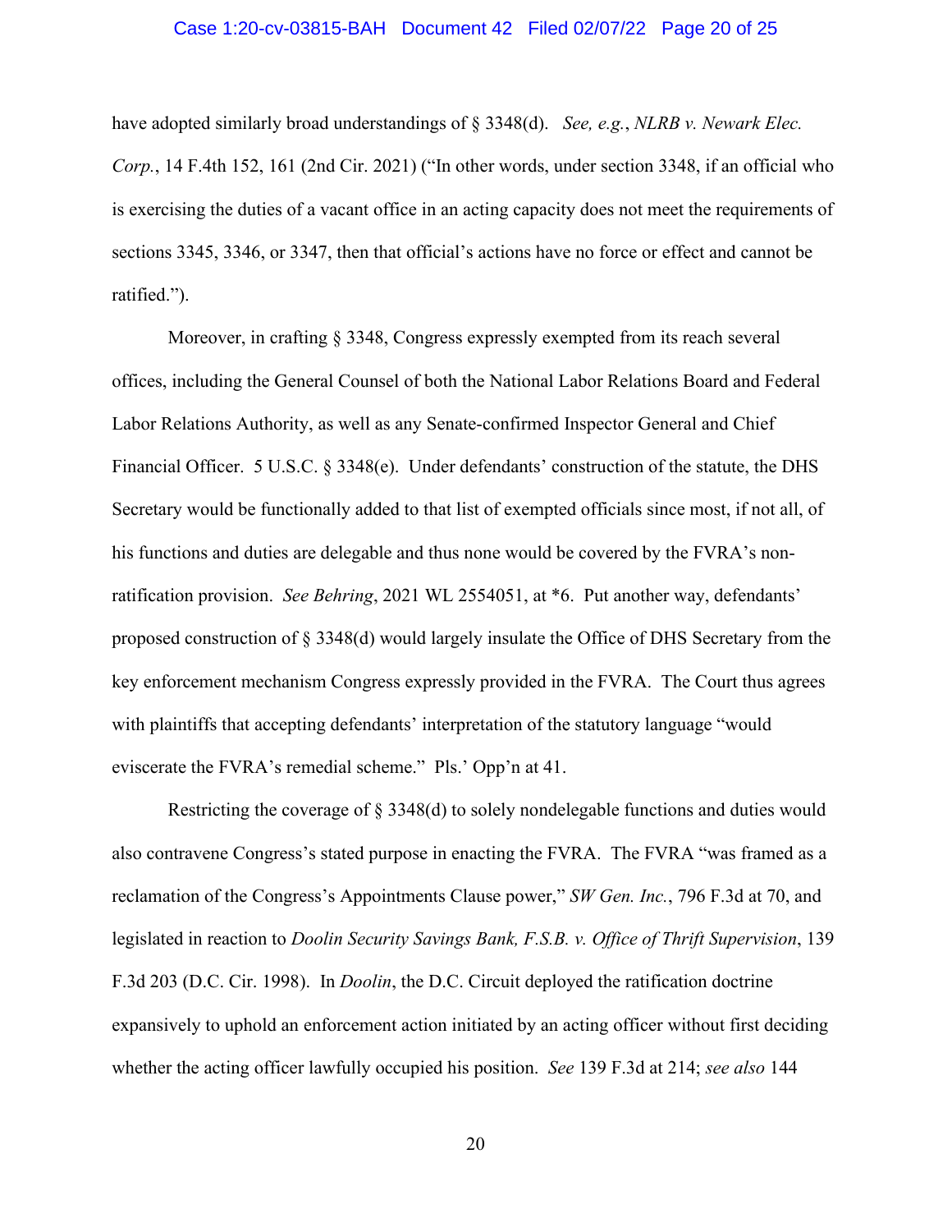have adopted similarly broad understandings of § 3348(d). *See, e.g.*, *NLRB v. Newark Elec. Corp.*, 14 F.4th 152, 161 (2nd Cir. 2021) ("In other words, under section 3348, if an official who is exercising the duties of a vacant office in an acting capacity does not meet the requirements of sections 3345, 3346, or 3347, then that official's actions have no force or effect and cannot be ratified.").

Moreover, in crafting § 3348, Congress expressly exempted from its reach several offices, including the General Counsel of both the National Labor Relations Board and Federal Labor Relations Authority, as well as any Senate-confirmed Inspector General and Chief Financial Officer. 5 U.S.C. § 3348(e). Under defendants' construction of the statute, the DHS Secretary would be functionally added to that list of exempted officials since most, if not all, of his functions and duties are delegable and thus none would be covered by the FVRA's non-ratification provision. *See Behring*, 2021 WL 2554051, at *6. Put another way, defendants' proposed construction of § 3348(d) would largely insulate the Office of DHS Secretary from the key enforcement mechanism Congress expressly provided in the FVRA. The Court thus agrees with plaintiffs that accepting defendants' interpretation of the statutory language "would eviscerate the FVRA's remedial scheme." Pls.' Opp'n at 41.

Restricting the coverage of § 3348(d) to solely nondelegable functions and duties would also contravene Congress's stated purpose in enacting the FVRA. The FVRA "was framed as a reclamation of the Congress's Appointments Clause power," *SW Gen. Inc.*, 796 F.3d at 70, and legislated in reaction to *Doolin Security Savings Bank, F.S.B. v. Office of Thrift Supervision*, 139 F.3d 203 (D.C. Cir. 1998). In *Doolin*, the D.C. Circuit deployed the ratification doctrine expansively to uphold an enforcement action initiated by an acting officer without first deciding whether the acting officer lawfully occupied his position. *See* 139 F.3d at 214; *see also* 144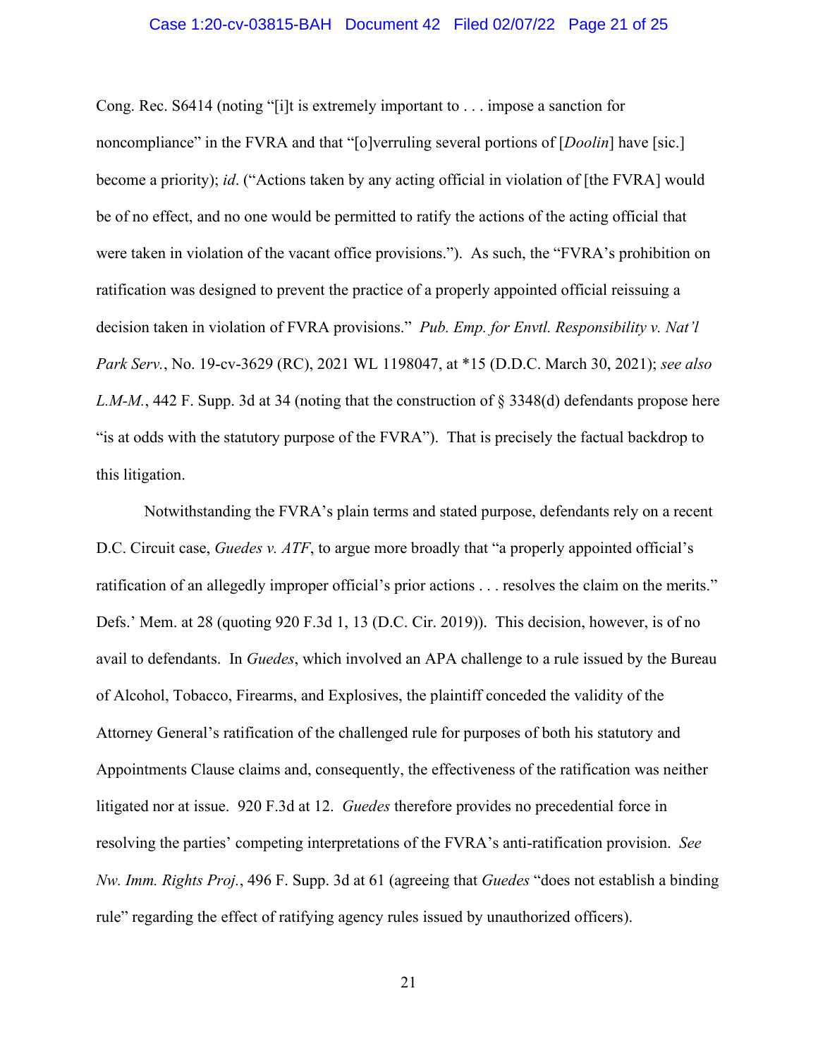Cong. Rec. S6414 (noting "[i]t is extremely important to . . . impose a sanction for noncompliance" in the FVRA and that "[o]verruling several portions of [*Doolin*] have [sic.] become a priority); *id*. ("Actions taken by any acting official in violation of [the FVRA] would be of no effect, and no one would be permitted to ratify the actions of the acting official that were taken in violation of the vacant office provisions."). As such, the "FVRA's prohibition on ratification was designed to prevent the practice of a properly appointed official reissuing a decision taken in violation of FVRA provisions." *Pub. Emp. for Envtl. Responsibility v. Nat'l Park Serv.*, No. 19-cv-3629 (RC), 2021 WL 1198047, at *15 (D.D.C. March 30, 2021); *see also L.M-M.*, 442 F. Supp. 3d at 34 (noting that the construction of § 3348(d) defendants propose here "is at odds with the statutory purpose of the FVRA"). That is precisely the factual backdrop to this litigation.

Notwithstanding the FVRA's plain terms and stated purpose, defendants rely on a recent D.C. Circuit case, *Guedes v. ATF*, to argue more broadly that "a properly appointed official's ratification of an allegedly improper official's prior actions . . . resolves the claim on the merits." Defs.' Mem. at 28 (quoting 920 F.3d 1, 13 (D.C. Cir. 2019)). This decision, however, is of no avail to defendants. In *Guedes*, which involved an APA challenge to a rule issued by the Bureau of Alcohol, Tobacco, Firearms, and Explosives, the plaintiff conceded the validity of the Attorney General's ratification of the challenged rule for purposes of both his statutory and Appointments Clause claims and, consequently, the effectiveness of the ratification was neither litigated nor at issue. 920 F.3d at 12. *Guedes* therefore provides no precedential force in resolving the parties' competing interpretations of the FVRA's anti-ratification provision. *See Nw. Imm. Rights Proj.*, 496 F. Supp. 3d at 61 (agreeing that *Guedes* "does not establish a binding rule" regarding the effect of ratifying agency rules issued by unauthorized officers).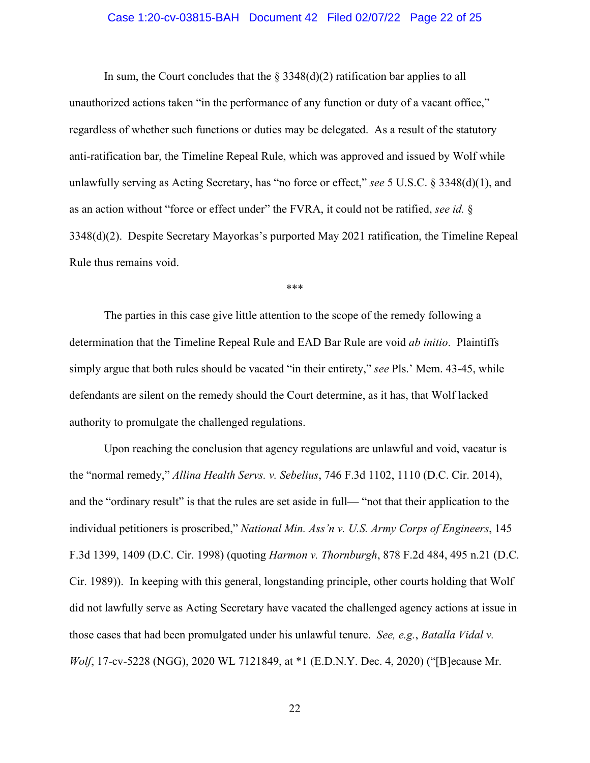In sum, the Court concludes that the § 3348(d)(2) ratification bar applies to all unauthorized actions taken "in the performance of any function or duty of a vacant office," regardless of whether such functions or duties may be delegated. As a result of the statutory anti-ratification bar, the Timeline Repeal Rule, which was approved and issued by Wolf while unlawfully serving as Acting Secretary, has "no force or effect," *see* 5 U.S.C. § 3348(d)(1), and as an action without "force or effect under" the FVRA, it could not be ratified, *see id.* § 3348(d)(2). Despite Secretary Mayorkas's purported May 2021 ratification, the Timeline Repeal Rule thus remains void.

\*\*\*

The parties in this case give little attention to the scope of the remedy following a determination that the Timeline Repeal Rule and EAD Bar Rule are void *ab initio*. Plaintiffs simply argue that both rules should be vacated "in their entirety," *see* Pls.' Mem. 43-45, while defendants are silent on the remedy should the Court determine, as it has, that Wolf lacked authority to promulgate the challenged regulations.

Upon reaching the conclusion that agency regulations are unlawful and void, vacatur is the "normal remedy," *Allina Health Servs. v. Sebelius*, 746 F.3d 1102, 1110 (D.C. Cir. 2014), and the "ordinary result" is that the rules are set aside in full— "not that their application to the individual petitioners is proscribed," *National Min. Ass'n v. U.S. Army Corps of Engineers*, 145 F.3d 1399, 1409 (D.C. Cir. 1998) (quoting *Harmon v. Thornburgh*, 878 F.2d 484, 495 n.21 (D.C. Cir. 1989)). In keeping with this general, longstanding principle, other courts holding that Wolf did not lawfully serve as Acting Secretary have vacated the challenged agency actions at issue in those cases that had been promulgated under his unlawful tenure. *See, e.g.*, *Batalla Vidal v. Wolf*, 17-cv-5228 (NGG), 2020 WL 7121849, at \*1 (E.D.N.Y. Dec. 4, 2020) ("[B]ecause Mr.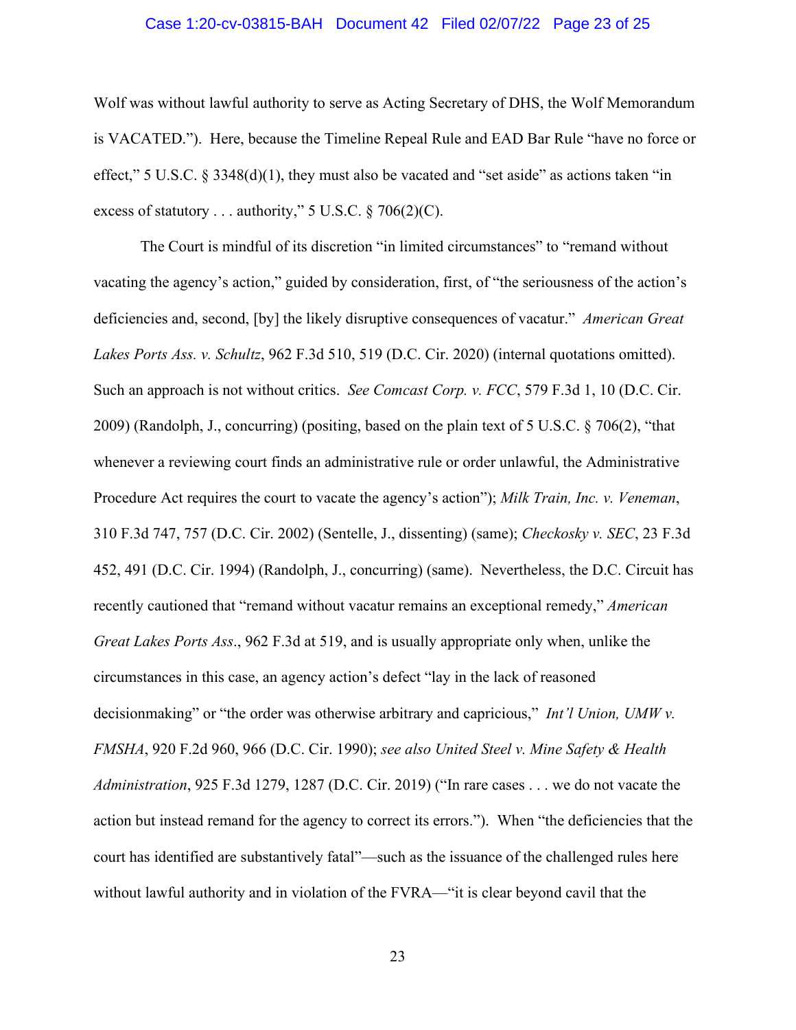Wolf was without lawful authority to serve as Acting Secretary of DHS, the Wolf Memorandum is VACATED."). Here, because the Timeline Repeal Rule and EAD Bar Rule "have no force or effect," 5 U.S.C. § 3348(d)(1), they must also be vacated and "set aside" as actions taken "in excess of statutory . . . authority," 5 U.S.C. § 706(2)(C).

The Court is mindful of its discretion "in limited circumstances" to "remand without vacating the agency's action," guided by consideration, first, of "the seriousness of the action's deficiencies and, second, [by] the likely disruptive consequences of vacatur." *American Great Lakes Ports Ass. v. Schultz*, 962 F.3d 510, 519 (D.C. Cir. 2020) (internal quotations omitted). Such an approach is not without critics. *See Comcast Corp. v. FCC*, 579 F.3d 1, 10 (D.C. Cir. 2009) (Randolph, J., concurring) (positing, based on the plain text of 5 U.S.C. § 706(2), "that whenever a reviewing court finds an administrative rule or order unlawful, the Administrative Procedure Act requires the court to vacate the agency's action"); *Milk Train, Inc. v. Veneman*, 310 F.3d 747, 757 (D.C. Cir. 2002) (Sentelle, J., dissenting) (same); *Checkosky v. SEC*, 23 F.3d 452, 491 (D.C. Cir. 1994) (Randolph, J., concurring) (same). Nevertheless, the D.C. Circuit has recently cautioned that "remand without vacatur remains an exceptional remedy," *American Great Lakes Ports Ass*., 962 F.3d at 519, and is usually appropriate only when, unlike the circumstances in this case, an agency action's defect "lay in the lack of reasoned decisionmaking" or "the order was otherwise arbitrary and capricious," *Int'l Union, UMW v. FMSHA*, 920 F.2d 960, 966 (D.C. Cir. 1990); *see also United Steel v. Mine Safety & Health Administration*, 925 F.3d 1279, 1287 (D.C. Cir. 2019) ("In rare cases . . . we do not vacate the action but instead remand for the agency to correct its errors."). When "the deficiencies that the court has identified are substantively fatal"—such as the issuance of the challenged rules here without lawful authority and in violation of the FVRA—"it is clear beyond cavil that the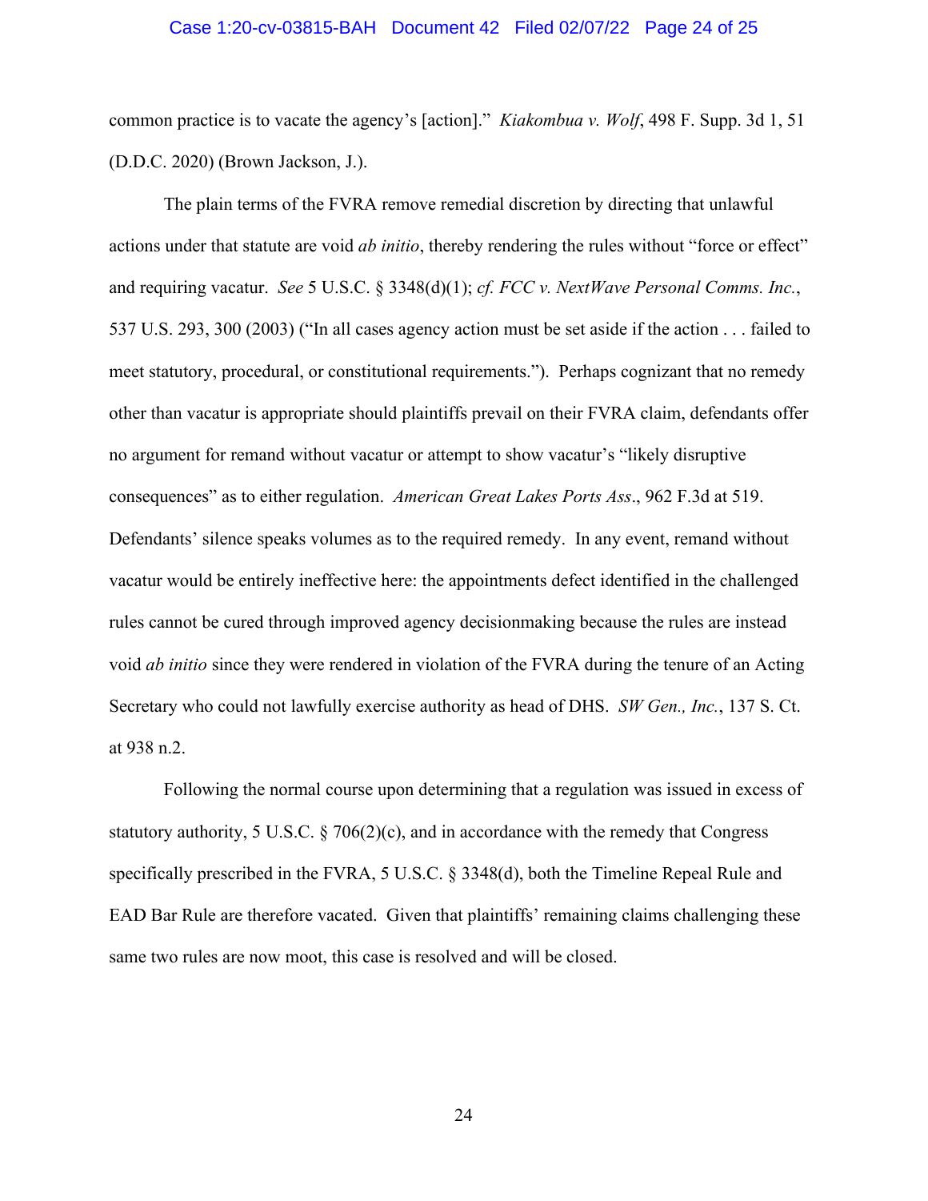common practice is to vacate the agency's [action]." *Kiakombua v. Wolf*, 498 F. Supp. 3d 1, 51 (D.D.C. 2020) (Brown Jackson, J.).

The plain terms of the FVRA remove remedial discretion by directing that unlawful actions under that statute are void *ab initio*, thereby rendering the rules without "force or effect" and requiring vacatur. *See* 5 U.S.C. § 3348(d)(1); *cf. FCC v. NextWave Personal Comms. Inc.*, 537 U.S. 293, 300 (2003) ("In all cases agency action must be set aside if the action . . . failed to meet statutory, procedural, or constitutional requirements."). Perhaps cognizant that no remedy other than vacatur is appropriate should plaintiffs prevail on their FVRA claim, defendants offer no argument for remand without vacatur or attempt to show vacatur's "likely disruptive consequences" as to either regulation. *American Great Lakes Ports Ass*., 962 F.3d at 519. Defendants' silence speaks volumes as to the required remedy. In any event, remand without vacatur would be entirely ineffective here: the appointments defect identified in the challenged rules cannot be cured through improved agency decisionmaking because the rules are instead void *ab initio* since they were rendered in violation of the FVRA during the tenure of an Acting Secretary who could not lawfully exercise authority as head of DHS. *SW Gen., Inc.*, 137 S. Ct. at 938 n.2.

Following the normal course upon determining that a regulation was issued in excess of statutory authority, 5 U.S.C. § 706(2)(c), and in accordance with the remedy that Congress specifically prescribed in the FVRA, 5 U.S.C. § 3348(d), both the Timeline Repeal Rule and EAD Bar Rule are therefore vacated. Given that plaintiffs' remaining claims challenging these same two rules are now moot, this case is resolved and will be closed.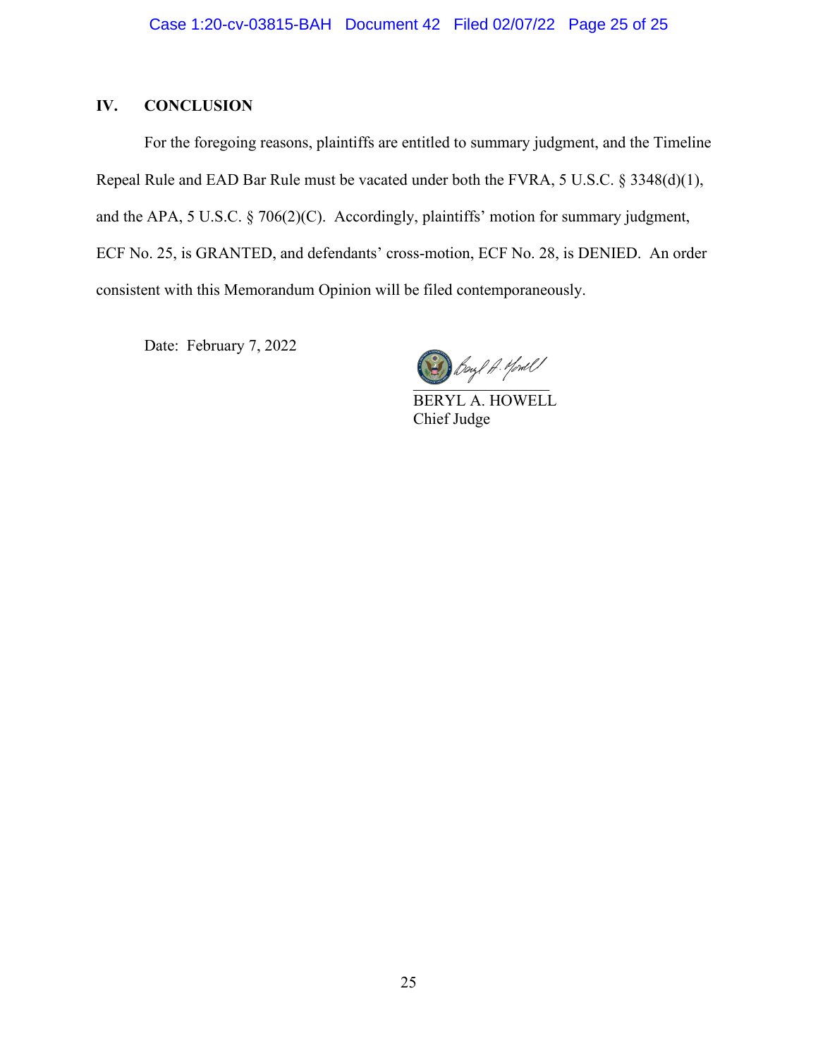## IV. CONCLUSION

For the foregoing reasons, plaintiffs are entitled to summary judgment, and the Timeline Repeal Rule and EAD Bar Rule must be vacated under both the FVRA, 5 U.S.C. § 3348(d)(1), and the APA, 5 U.S.C. § 706(2)(C). Accordingly, plaintiffs' motion for summary judgment, ECF No. 25, is GRANTED, and defendants' cross-motion, ECF No. 28, is DENIED. An order consistent with this Memorandum Opinion will be filed contemporaneously.

Date: February 7, 2022

BERYL A. HOWELL
Chief Judge